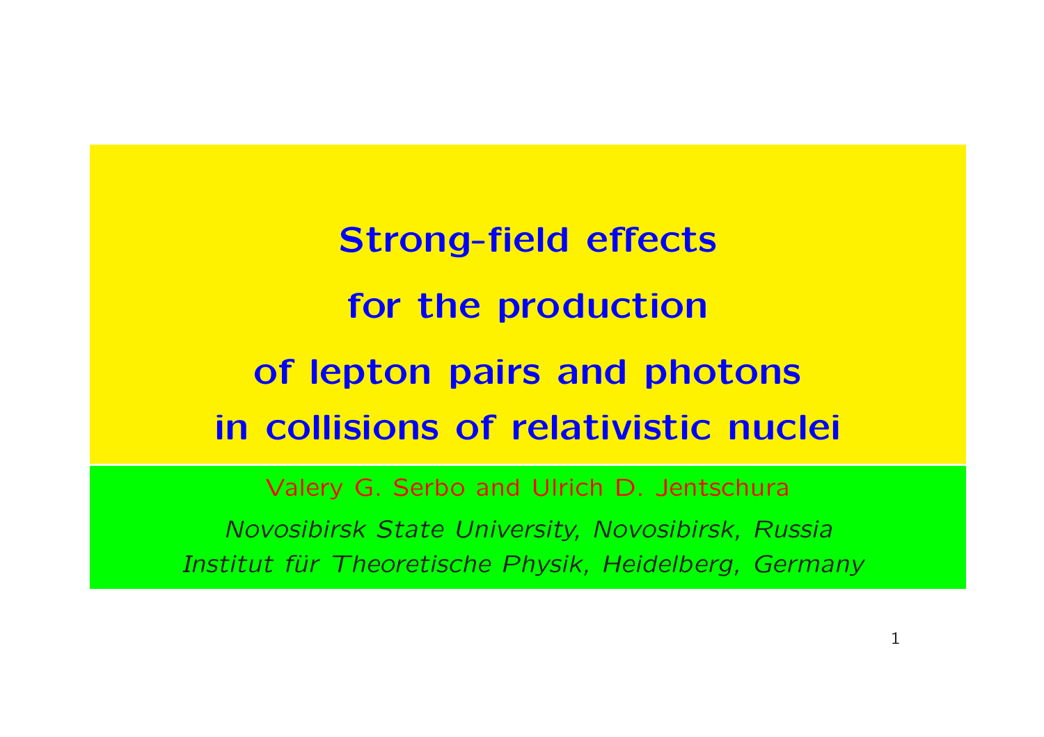# Strong-field effects for the production of lepton pairs and photons in collisions of relativistic nuclei

Valery G. Serbo and Ulrich D. Jentschura

*Novosibirsk State University, Novosibirsk, Russia*

*Institut für Theoretische Physik, Heidelberg, Germany*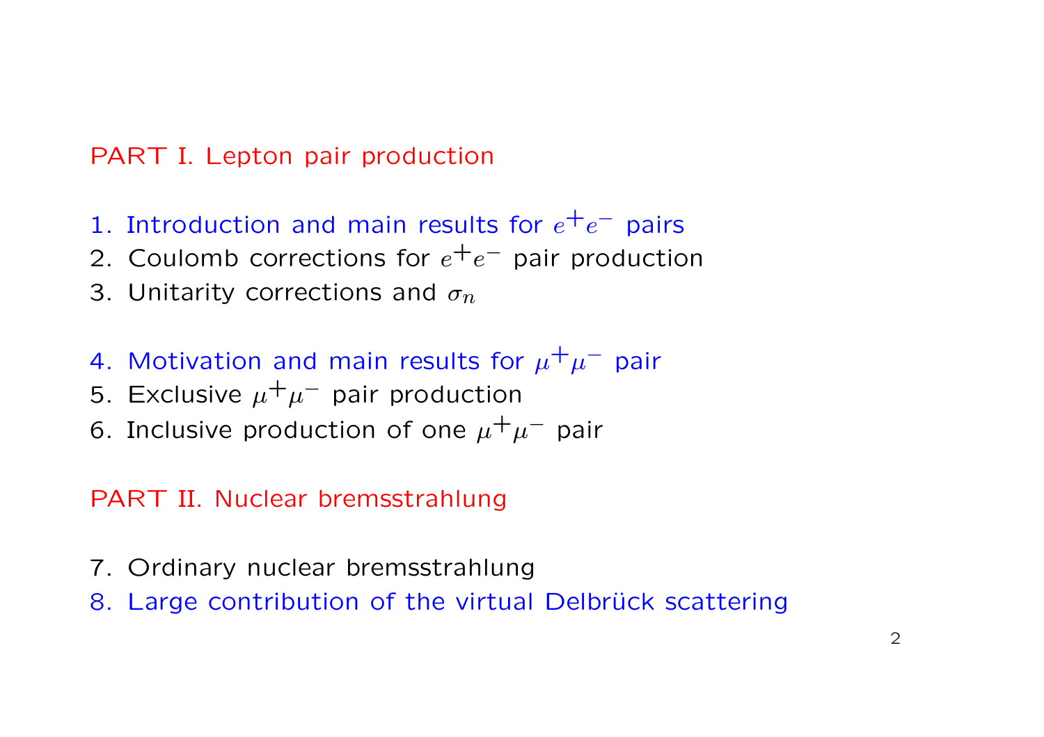## PART I. Lepton pair production

1. Introduction and main results for $e^+e^-$ pairs
2. Coulomb corrections for $e^+e^-$ pair production
3. Unitarity corrections and $\sigma_n$

4. Motivation and main results for $\mu^+\mu^-$ pair
5. Exclusive $\mu^+\mu^-$ pair production
6. Inclusive production of one $\mu^+\mu^-$ pair

## PART II. Nuclear bremsstrahlung

7. Ordinary nuclear bremsstrahlung
8. Large contribution of the virtual Delbrück scattering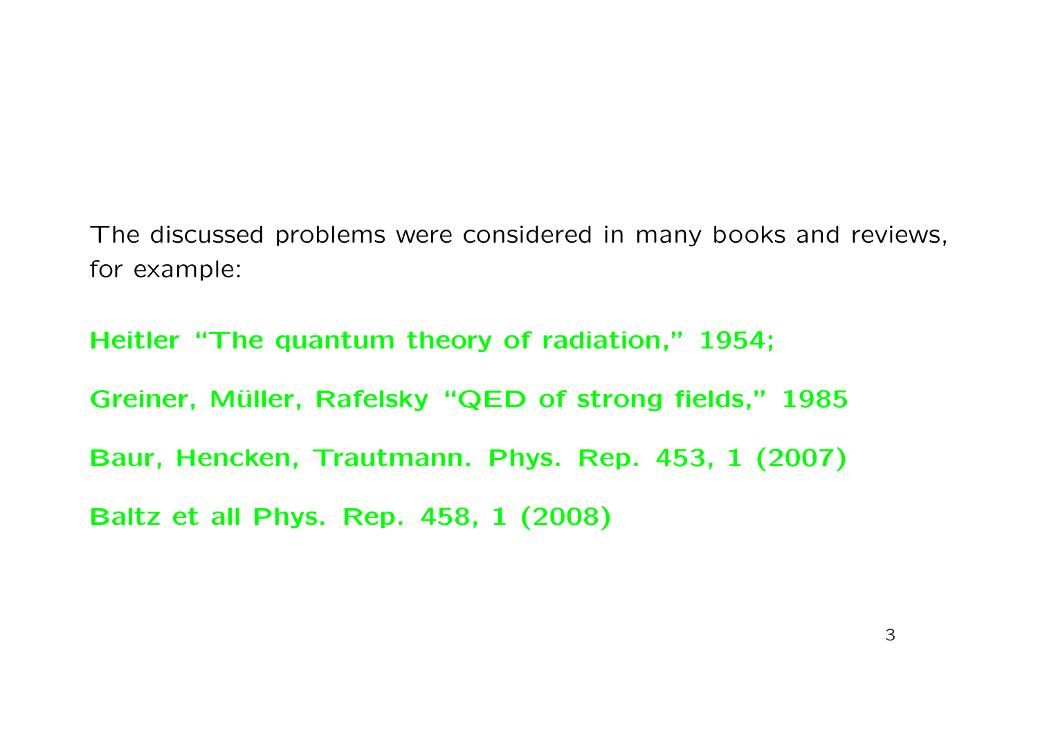The discussed problems were considered in many books and reviews, for example:

**Heitler "The quantum theory of radiation," 1954;**

**Greiner, Müller, Rafelsky "QED of strong fields," 1985**

**Baur, Hencken, Trautmann. Phys. Rep. 453, 1 (2007)**

**Baltz et all Phys. Rep. 458, 1 (2008)**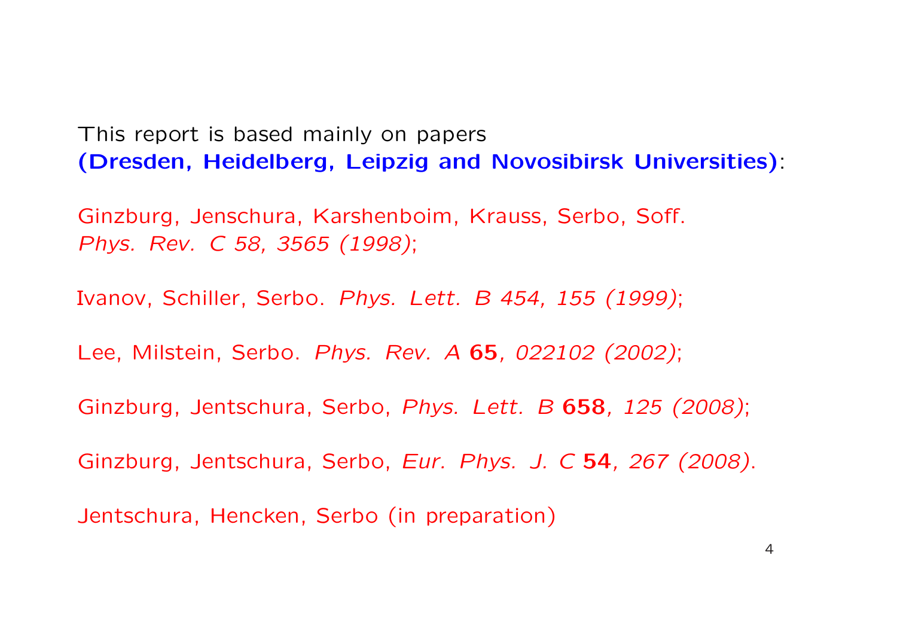This report is based mainly on papers
**(Dresden, Heidelberg, Leipzig and Novosibirsk Universities)**:

Ginzburg, Jenschura, Karshenboim, Krauss, Serbo, Soff.
*Phys. Rev. C 58, 3565 (1998)*;

Ivanov, Schiller, Serbo. *Phys. Lett. B 454, 155 (1999)*;

Lee, Milstein, Serbo. *Phys. Rev. A* **65**, *022102 (2002)*;

Ginzburg, Jentschura, Serbo, *Phys. Lett. B* **658**, *125 (2008)*;

Ginzburg, Jentschura, Serbo, *Eur. Phys. J. C* **54**, *267 (2008)*.

Jentschura, Hencken, Serbo (in preparation)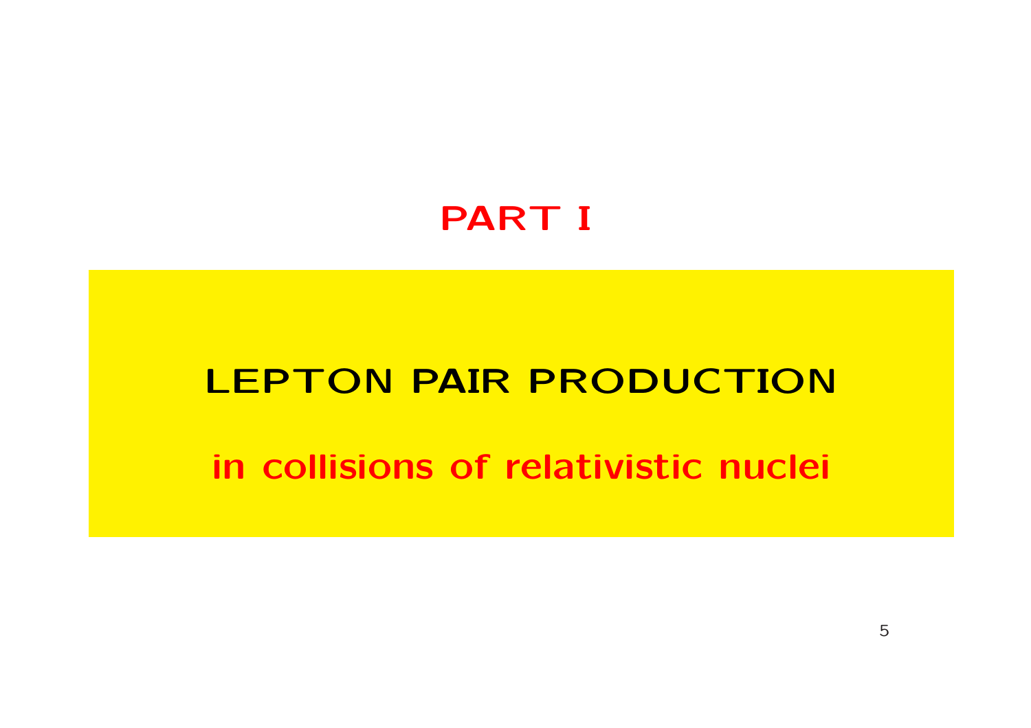# PART I

## LEPTON PAIR PRODUCTION

### in collisions of relativistic nuclei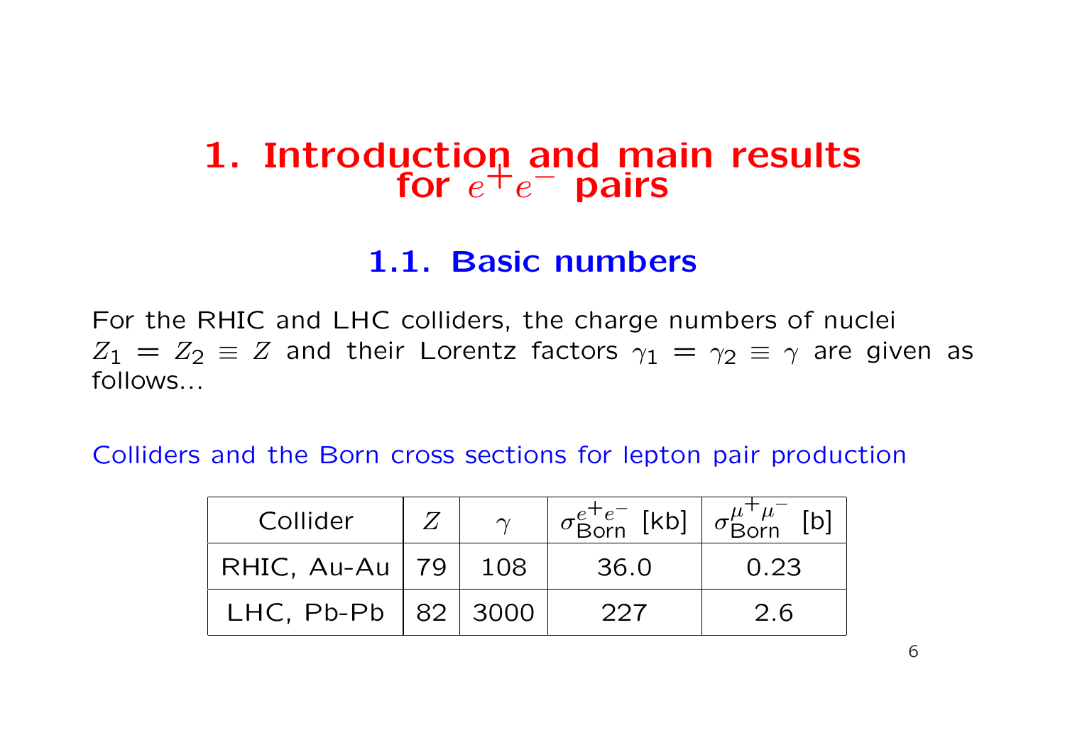# 1. Introduction and main results for $e^+e^-$ pairs

## 1.1. Basic numbers

For the RHIC and LHC colliders, the charge numbers of nuclei $Z_1 = Z_2 \equiv Z$ and their Lorentz factors $\gamma_1 = \gamma_2 \equiv \gamma$ are given as follows...

Colliders and the Born cross sections for lepton pair production

| Collider | $Z$ | $\gamma$ | $\sigma_{\text{Born}}^{e^+e^-}$ [kb] | $\sigma_{\text{Born}}^{\mu^+\mu^-}$ [b] |
|---|---|---|---|---|
| RHIC, Au-Au | 79 | 108 | 36.0 | 0.23 |
| LHC, Pb-Pb | 82 | 3000 | 227 | 2.6 |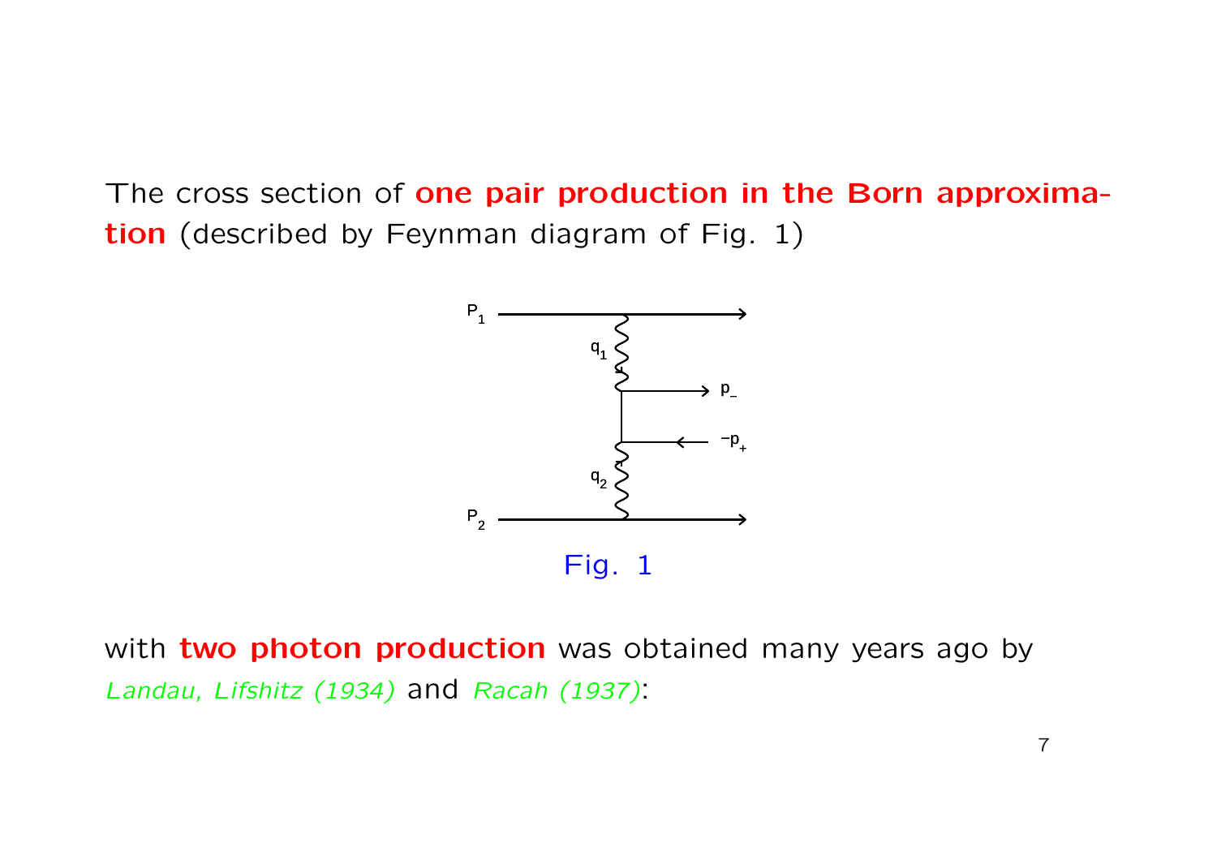The cross section of **one pair production in the Born approximation** (described by Feynman diagram of Fig. 1)

Fig. 1

with **two photon production** was obtained many years ago by *Landau, Lifshitz (1934)* and *Racah (1937)*: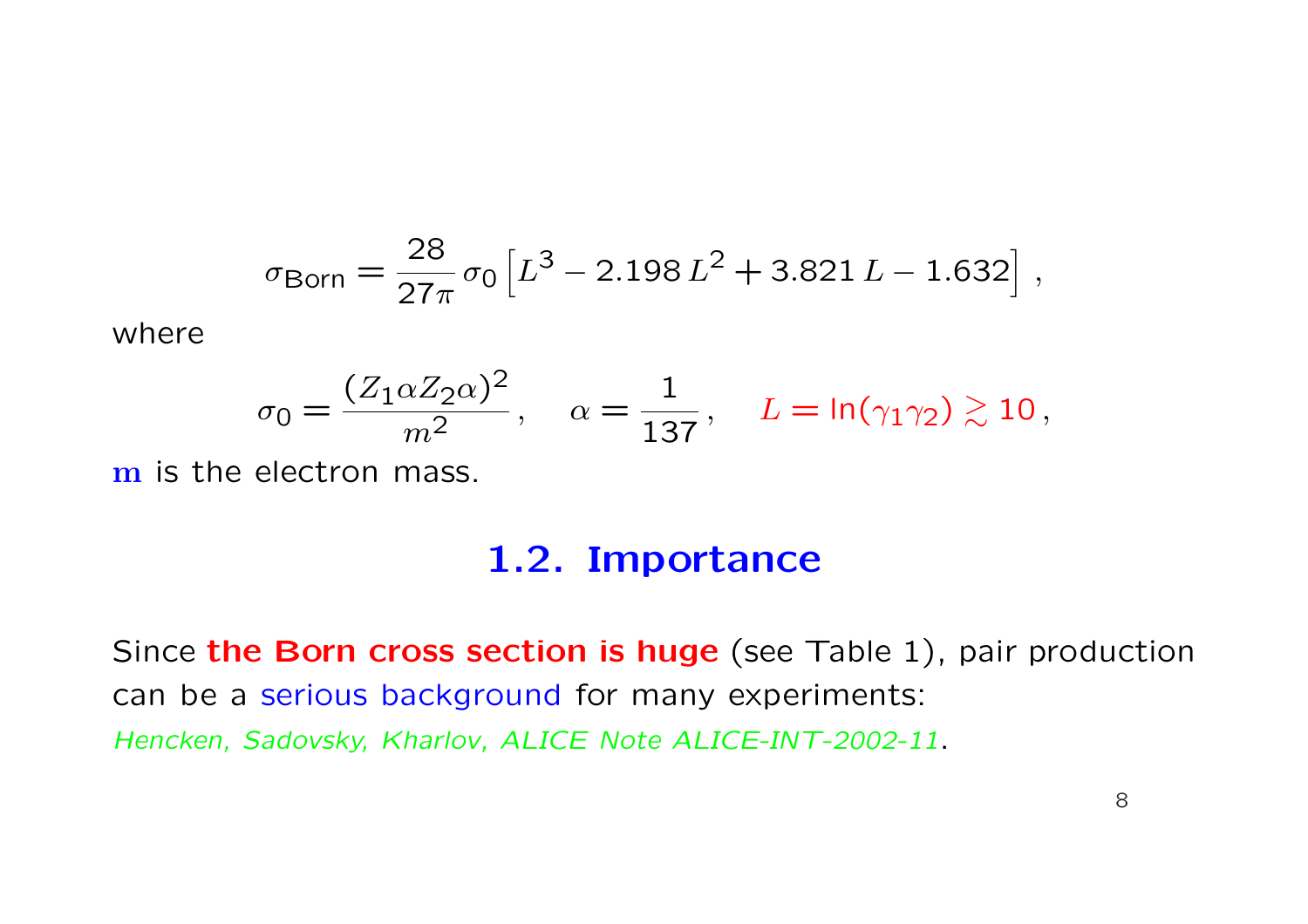$$\sigma_{\text{Born}} = \frac{28}{27\pi}\,\sigma_0 \left[L^3 - 2.198\,L^2 + 3.821\,L - 1.632\right] ,$$

where

$$\sigma_0 = \frac{(Z_1\alpha Z_2\alpha)^2}{m^2}, \quad \alpha = \frac{1}{137}, \quad L = \ln(\gamma_1\gamma_2) \gtrsim 10\,,$$

**m** is the electron mass.

## 1.2. Importance

Since **the Born cross section is huge** (see Table 1), pair production can be a serious background for many experiments:
*Hencken, Sadovsky, Kharlov, ALICE Note ALICE-INT-2002-11*.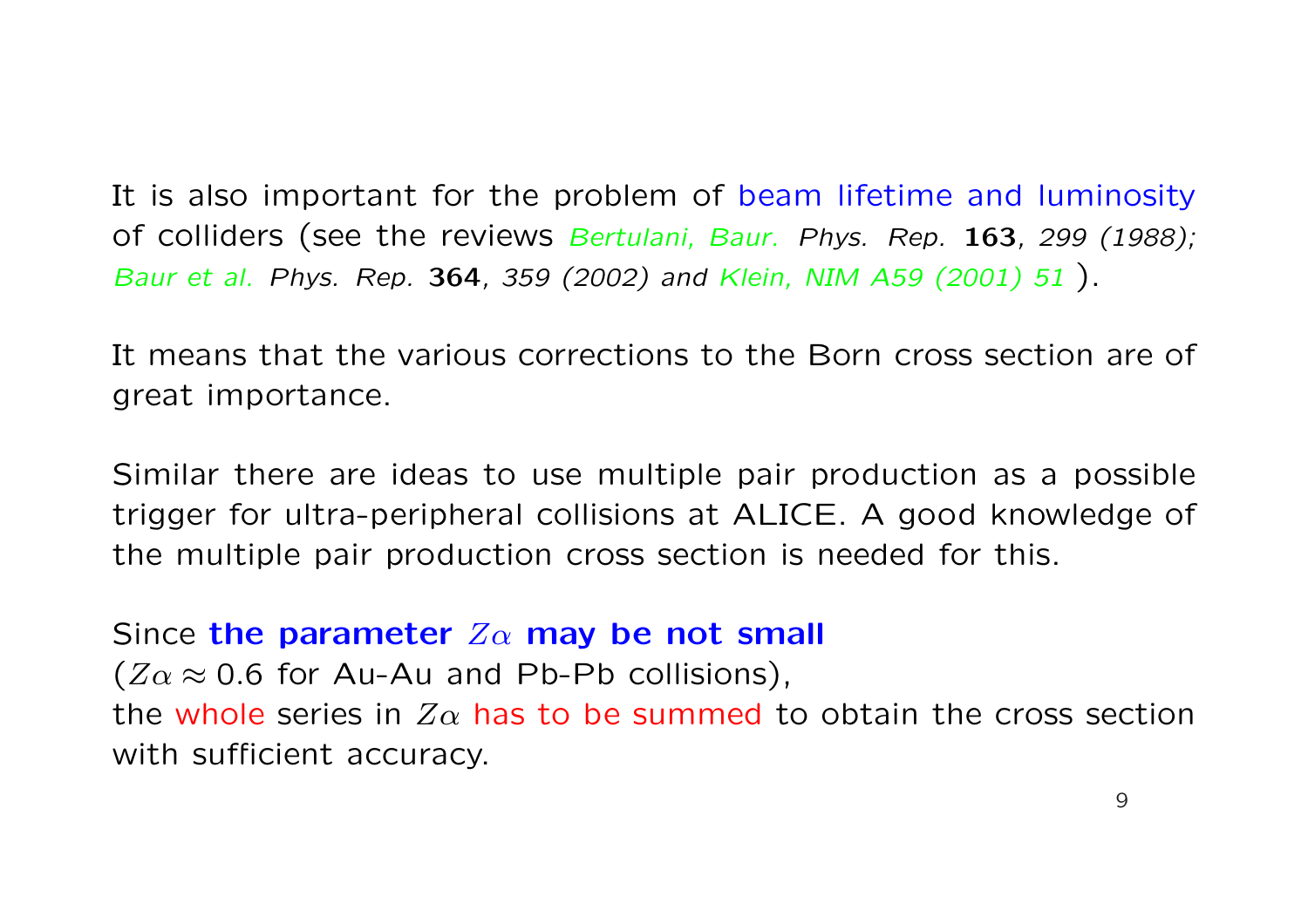It is also important for the problem of beam lifetime and luminosity of colliders (see the reviews *Bertulani, Baur. Phys. Rep.* **163**, *299 (1988); Baur et al. Phys. Rep.* **364**, *359 (2002) and Klein, NIM A59 (2001) 51* ).

It means that the various corrections to the Born cross section are of great importance.

Similar there are ideas to use multiple pair production as a possible trigger for ultra-peripheral collisions at ALICE. A good knowledge of the multiple pair production cross section is needed for this.

Since **the parameter $Z\alpha$ may be not small**
($Z\alpha \approx 0.6$ for Au-Au and Pb-Pb collisions),
the whole series in $Z\alpha$ has to be summed to obtain the cross section with sufficient accuracy.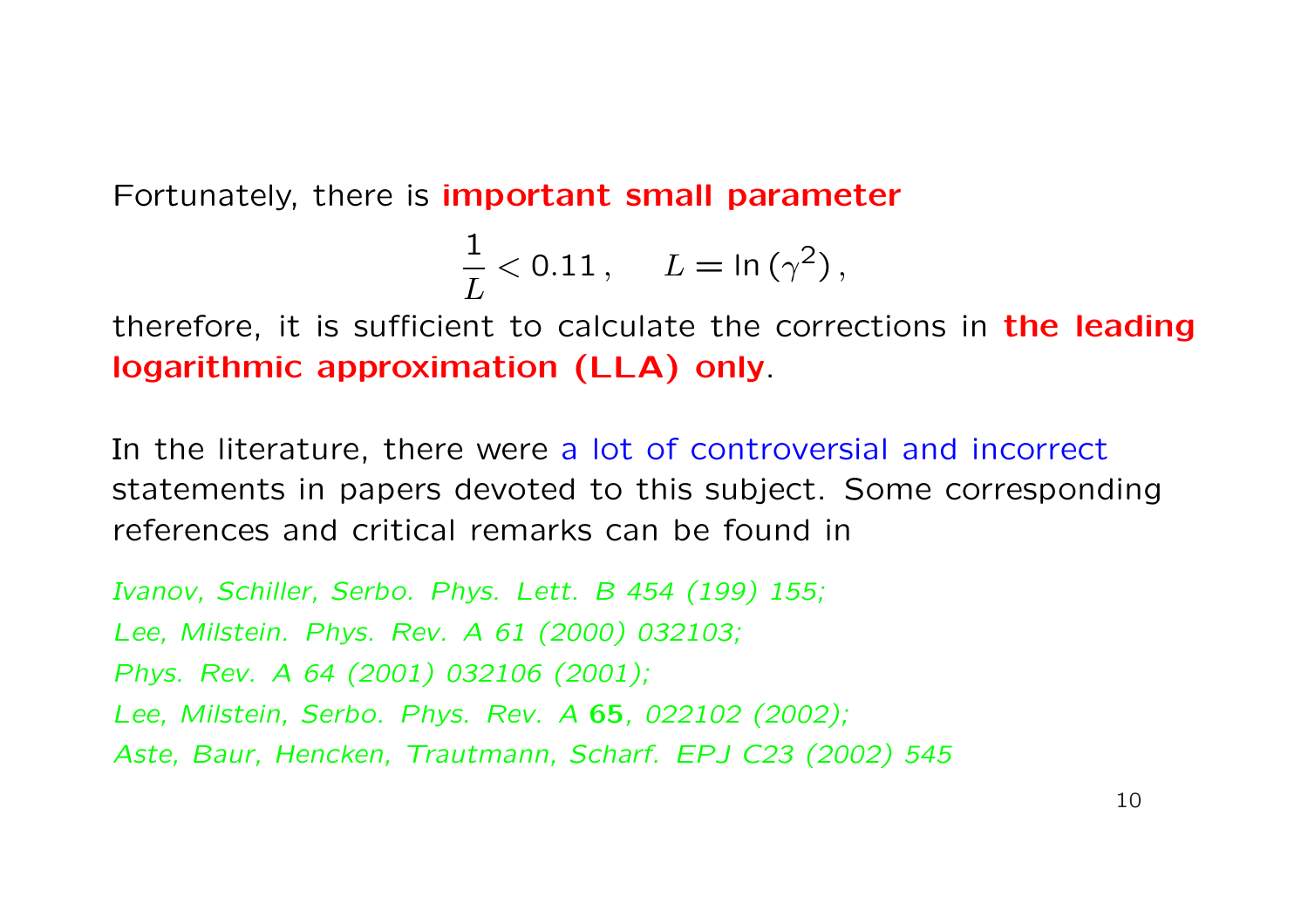Fortunately, there is **important small parameter**

$$\frac{1}{L} < 0.11\,, \quad L = \ln(\gamma^2)\,,$$

therefore, it is sufficient to calculate the corrections in **the leading logarithmic approximation (LLA) only**.

In the literature, there were a lot of controversial and incorrect statements in papers devoted to this subject. Some corresponding references and critical remarks can be found in

*Ivanov, Schiller, Serbo. Phys. Lett. B 454 (199) 155;*

*Lee, Milstein. Phys. Rev. A 61 (2000) 032103;*

*Phys. Rev. A 64 (2001) 032106 (2001);*

*Lee, Milstein, Serbo. Phys. Rev. A* ***65****, 022102 (2002);*

*Aste, Baur, Hencken, Trautmann, Scharf. EPJ C23 (2002) 545*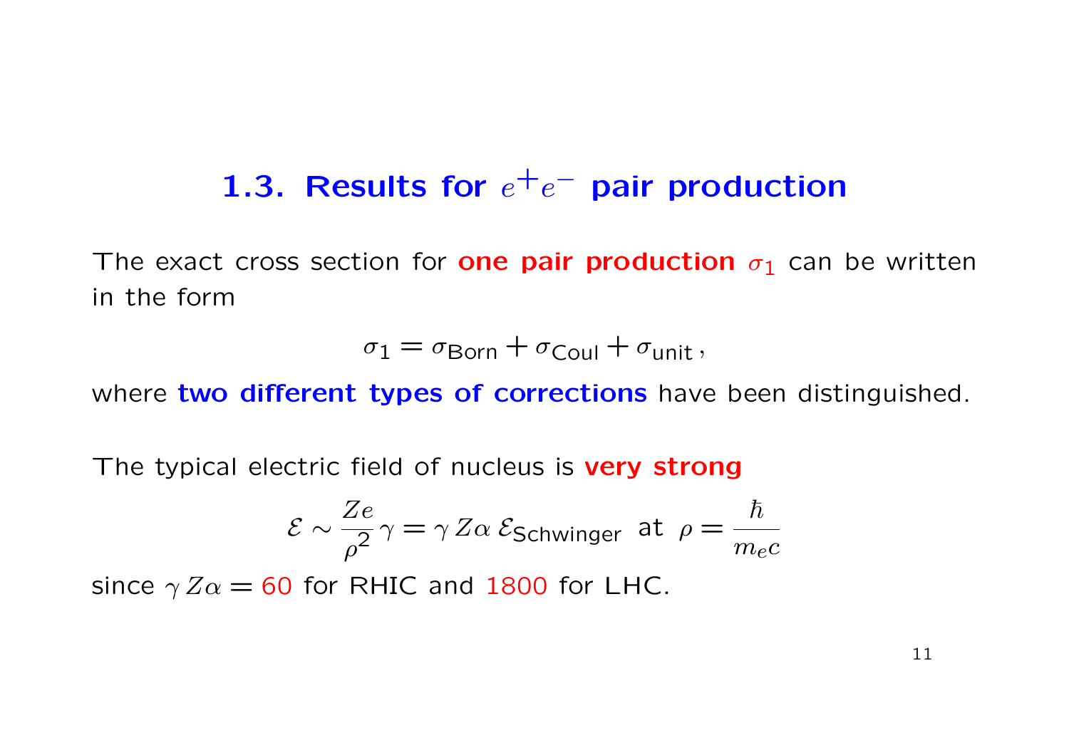## 1.3. Results for $e^+e^-$ pair production

The exact cross section for **one pair production** $\sigma_1$ can be written in the form

$$\sigma_1 = \sigma_{\text{Born}} + \sigma_{\text{Coul}} + \sigma_{\text{unit}}\,,$$

where **two different types of corrections** have been distinguished.

The typical electric field of nucleus is **very strong**

$$\mathcal{E} \sim \frac{Ze}{\rho^2}\gamma = \gamma\, Z\alpha\, \mathcal{E}_{\text{Schwinger}} \;\text{ at }\; \rho = \frac{\hbar}{m_e c}$$

since $\gamma\, Z\alpha = 60$ for RHIC and 1800 for LHC.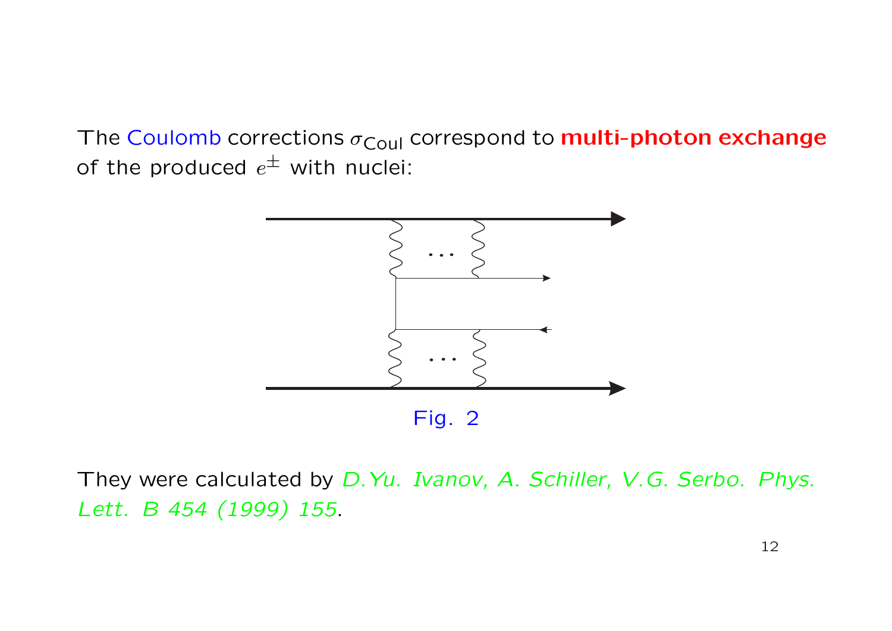The Coulomb corrections $\sigma_{\text{Coul}}$ correspond to **multi-photon exchange** of the produced $e^{\pm}$ with nuclei:

Fig. 2

They were calculated by *D.Yu. Ivanov, A. Schiller, V.G. Serbo. Phys. Lett. B 454 (1999) 155*.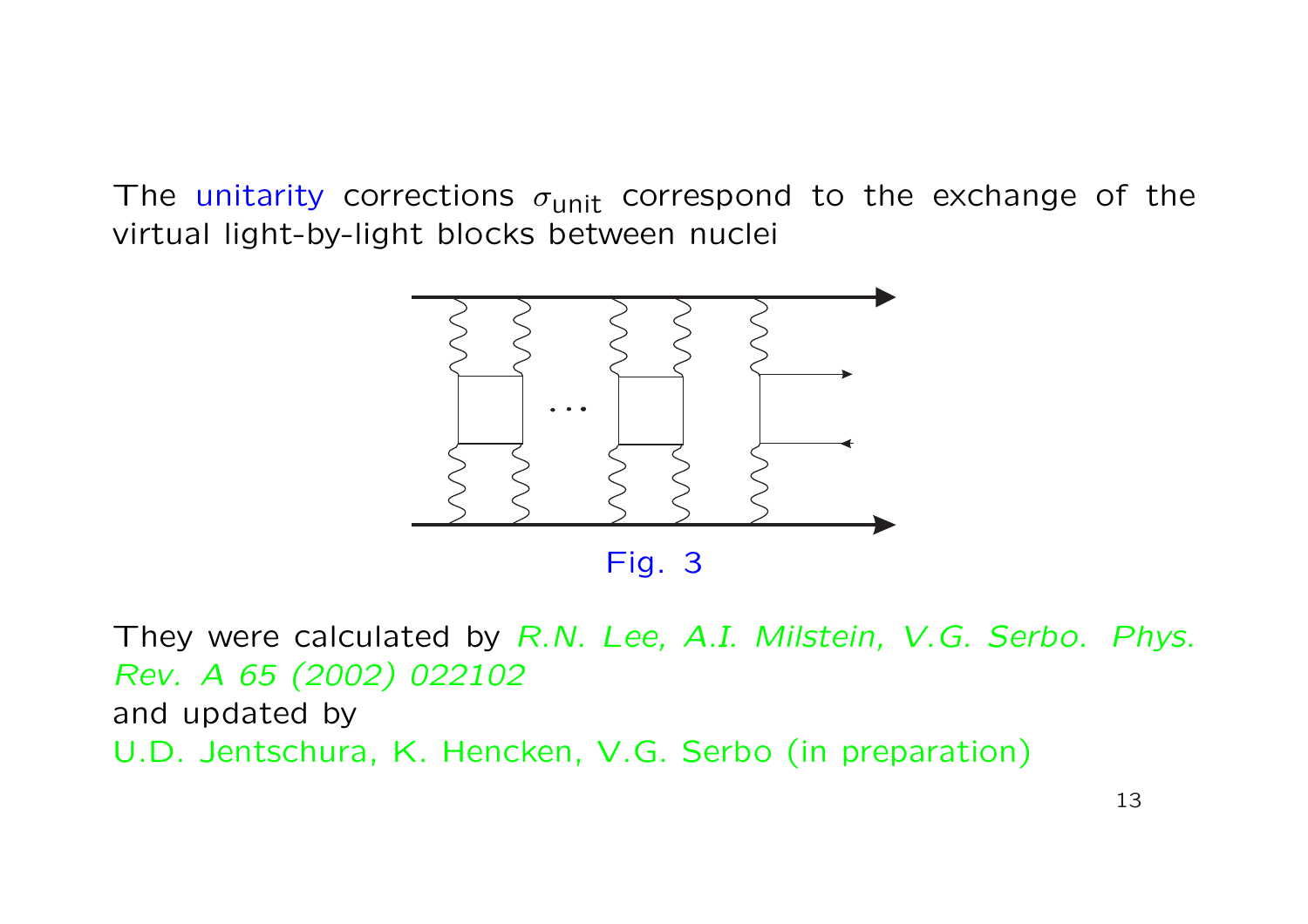The unitarity corrections $\sigma_{\text{unit}}$ correspond to the exchange of the virtual light-by-light blocks between nuclei

Fig. 3

They were calculated by *R.N. Lee, A.I. Milstein, V.G. Serbo. Phys. Rev. A 65 (2002) 022102*
and updated by
U.D. Jentschura, K. Hencken, V.G. Serbo (in preparation)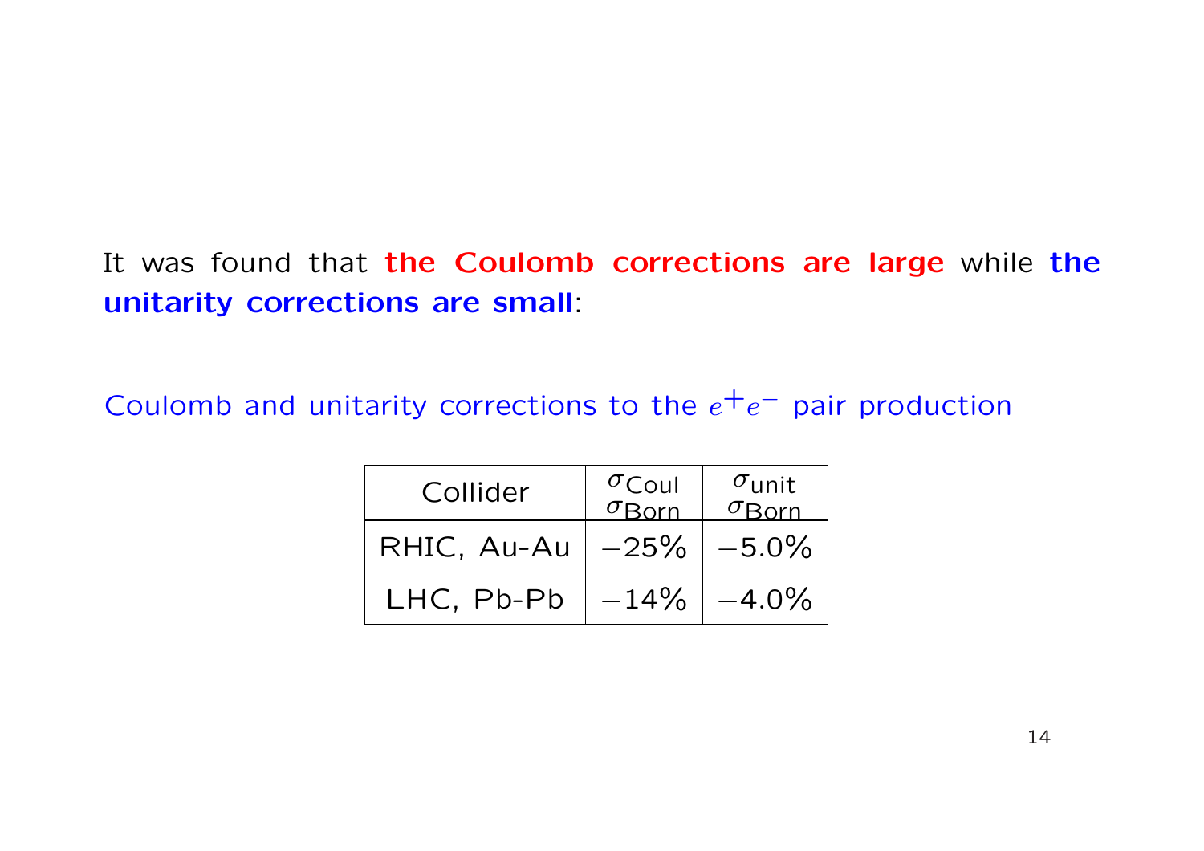It was found that **the Coulomb corrections are large** while **the unitarity corrections are small**:

Coulomb and unitarity corrections to the $e^+e^-$ pair production

| Collider | $\frac{\sigma_{\text{Coul}}}{\sigma_{\text{Born}}}$ | $\frac{\sigma_{\text{unit}}}{\sigma_{\text{Born}}}$ |
|---|---|---|
| RHIC, Au-Au | $-25\%$ | $-5.0\%$ |
| LHC, Pb-Pb | $-14\%$ | $-4.0\%$ |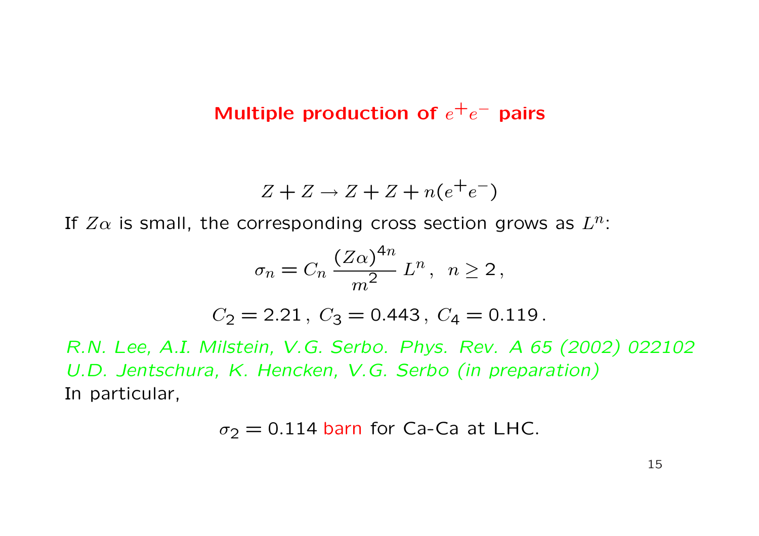## Multiple production of $e^+e^-$ pairs

$$Z + Z \to Z + Z + n(e^+e^-)$$

If $Z\alpha$ is small, the corresponding cross section grows as $L^n$:

$$\sigma_n = C_n \, \frac{(Z\alpha)^{4n}}{m^2} \, L^n \,, \;\; n \geq 2 \,,$$

$$C_2 = 2.21 \,, \; C_3 = 0.443 \,, \; C_4 = 0.119 \,.$$

*R.N. Lee, A.I. Milstein, V.G. Serbo. Phys. Rev. A 65 (2002) 022102*
*U.D. Jentschura, K. Hencken, V.G. Serbo (in preparation)*
In particular,

$$\sigma_2 = 0.114 \text{ barn for Ca-Ca at LHC.}$$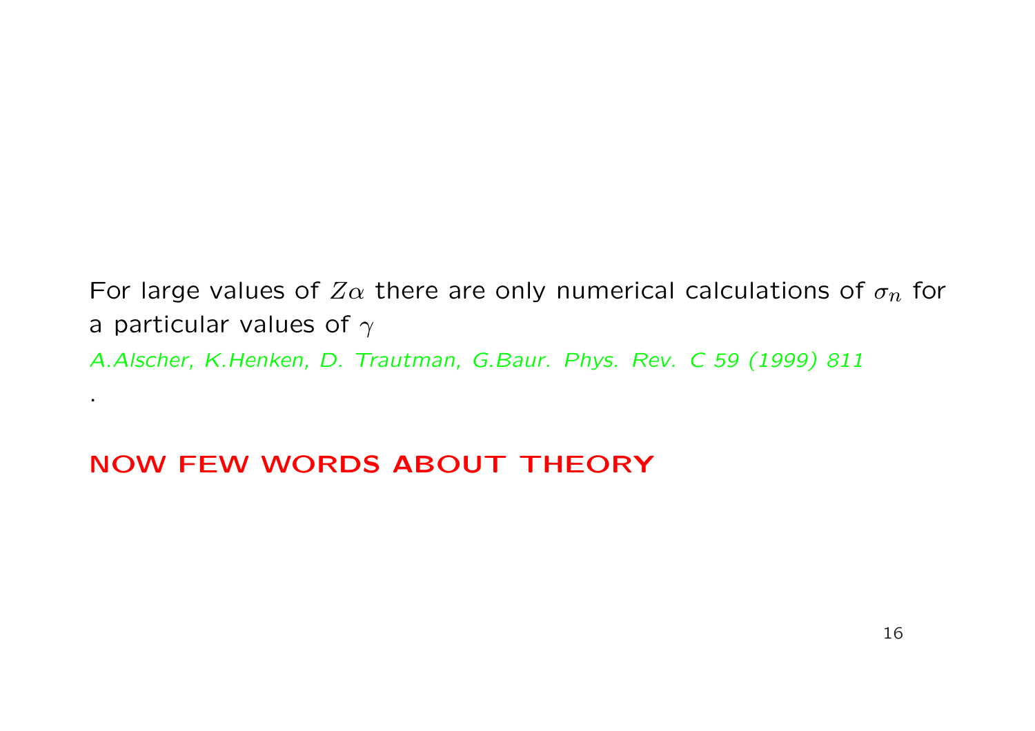For large values of $Z\alpha$ there are only numerical calculations of $\sigma_n$ for a particular values of $\gamma$

*A.Alscher, K.Henken, D. Trautman, G.Baur. Phys. Rev. C 59 (1999) 811*

.

**NOW FEW WORDS ABOUT THEORY**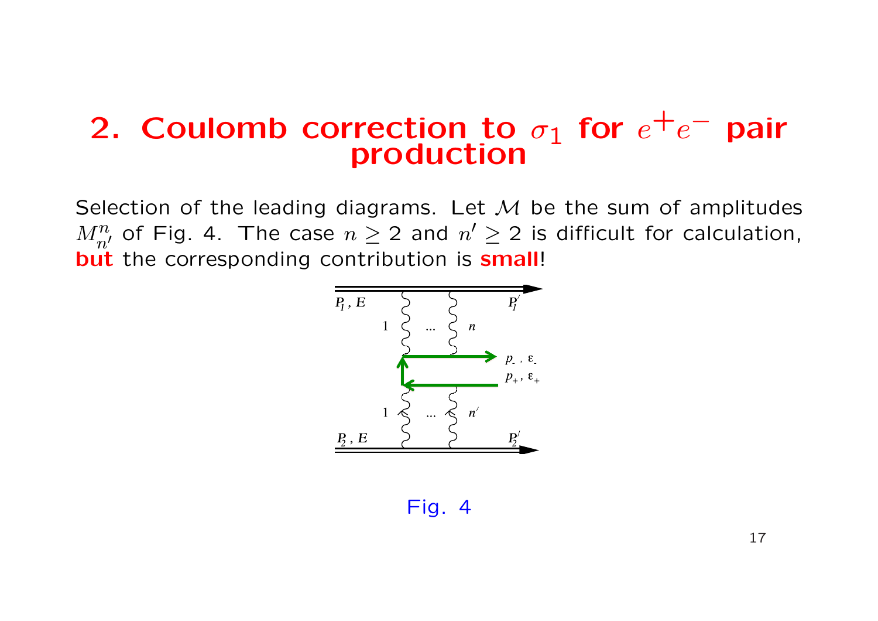# 2. Coulomb correction to $\sigma_1$ for $e^+e^-$ pair production

Selection of the leading diagrams. Let $\mathcal{M}$ be the sum of amplitudes $M^n_{n'}$ of Fig. 4. The case $n \geq 2$ and $n' \geq 2$ is difficult for calculation, **but** the corresponding contribution is **small**!

Fig. 4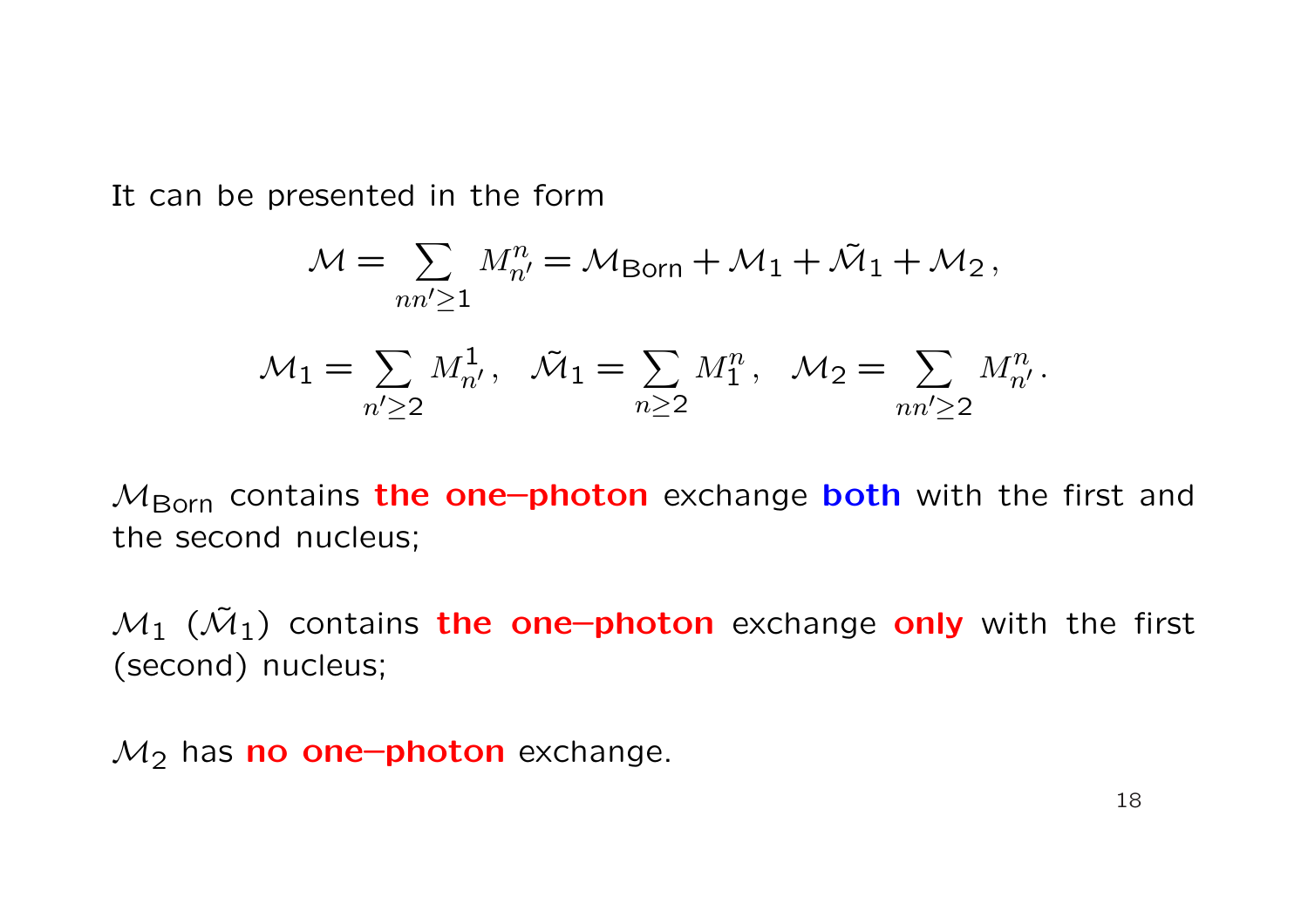It can be presented in the form

$$\mathcal{M} = \sum_{nn' \geq 1} M_{n'}^{n} = \mathcal{M}_{\text{Born}} + \mathcal{M}_1 + \tilde{\mathcal{M}}_1 + \mathcal{M}_2 \,,$$

$$\mathcal{M}_1 = \sum_{n' \geq 2} M_{n'}^{1} \,, \quad \tilde{\mathcal{M}}_1 = \sum_{n \geq 2} M_{1}^{n} \,, \quad \mathcal{M}_2 = \sum_{nn' \geq 2} M_{n'}^{n} \,.$$

$\mathcal{M}_{\text{Born}}$ contains **the one–photon** exchange **both** with the first and the second nucleus;

$\mathcal{M}_1$ ($\tilde{\mathcal{M}}_1$) contains **the one–photon** exchange **only** with the first (second) nucleus;

$\mathcal{M}_2$ has **no one–photon** exchange.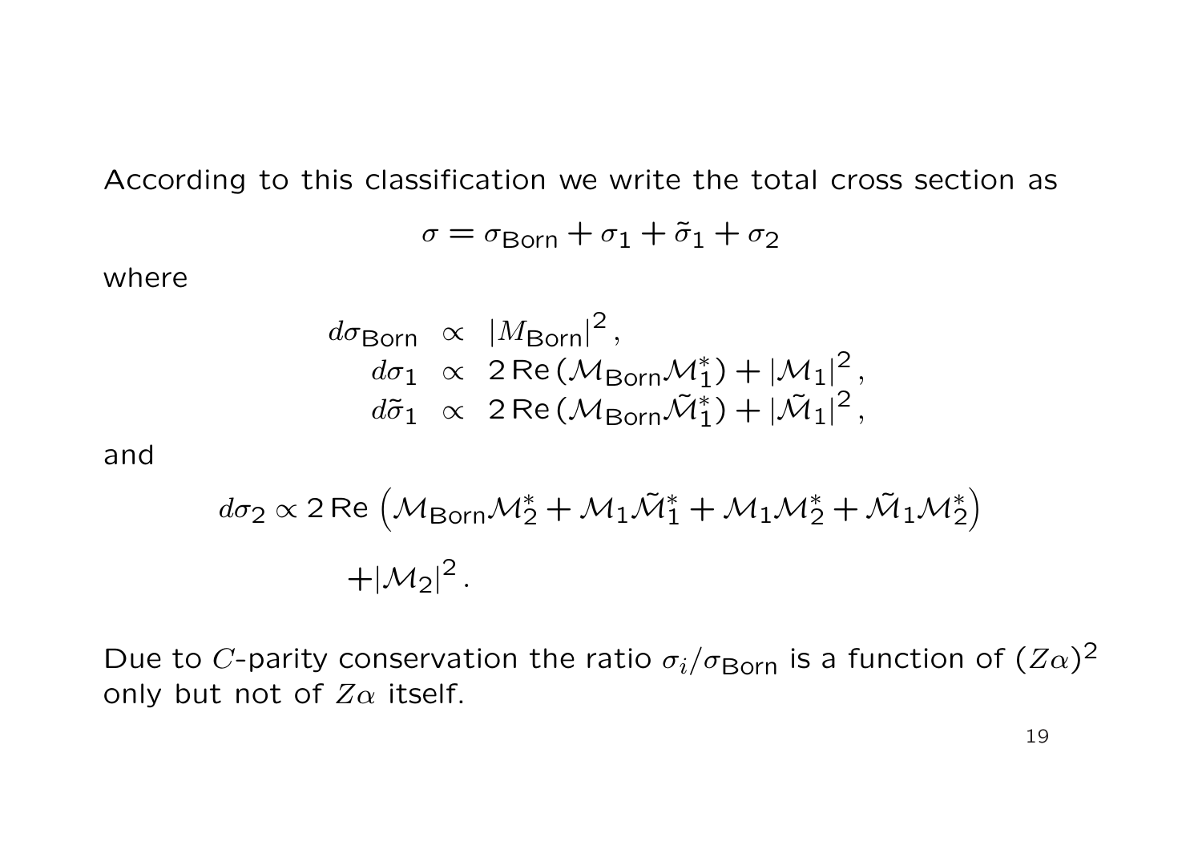According to this classification we write the total cross section as

$$\sigma = \sigma_{\mathsf{Born}} + \sigma_1 + \tilde{\sigma}_1 + \sigma_2$$

where

$$\begin{aligned}
d\sigma_{\mathsf{Born}} &\propto |M_{\mathsf{Born}}|^2 \,, \\
d\sigma_1 &\propto 2\,\mathrm{Re}\,(\mathcal{M}_{\mathsf{Born}}\mathcal{M}_1^*) + |\mathcal{M}_1|^2 \,, \\
d\tilde{\sigma}_1 &\propto 2\,\mathrm{Re}\,(\mathcal{M}_{\mathsf{Born}}\tilde{\mathcal{M}}_1^*) + |\tilde{\mathcal{M}}_1|^2 \,,
\end{aligned}$$

and

$$d\sigma_2 \propto 2\,\mathrm{Re}\,\left(\mathcal{M}_{\mathsf{Born}}\mathcal{M}_2^* + \mathcal{M}_1\tilde{\mathcal{M}}_1^* + \mathcal{M}_1\mathcal{M}_2^* + \tilde{\mathcal{M}}_1\mathcal{M}_2^*\right)$$
$$+ |\mathcal{M}_2|^2 \,.$$

Due to $C$-parity conservation the ratio $\sigma_i/\sigma_{\mathsf{Born}}$ is a function of $(Z\alpha)^2$ only but not of $Z\alpha$ itself.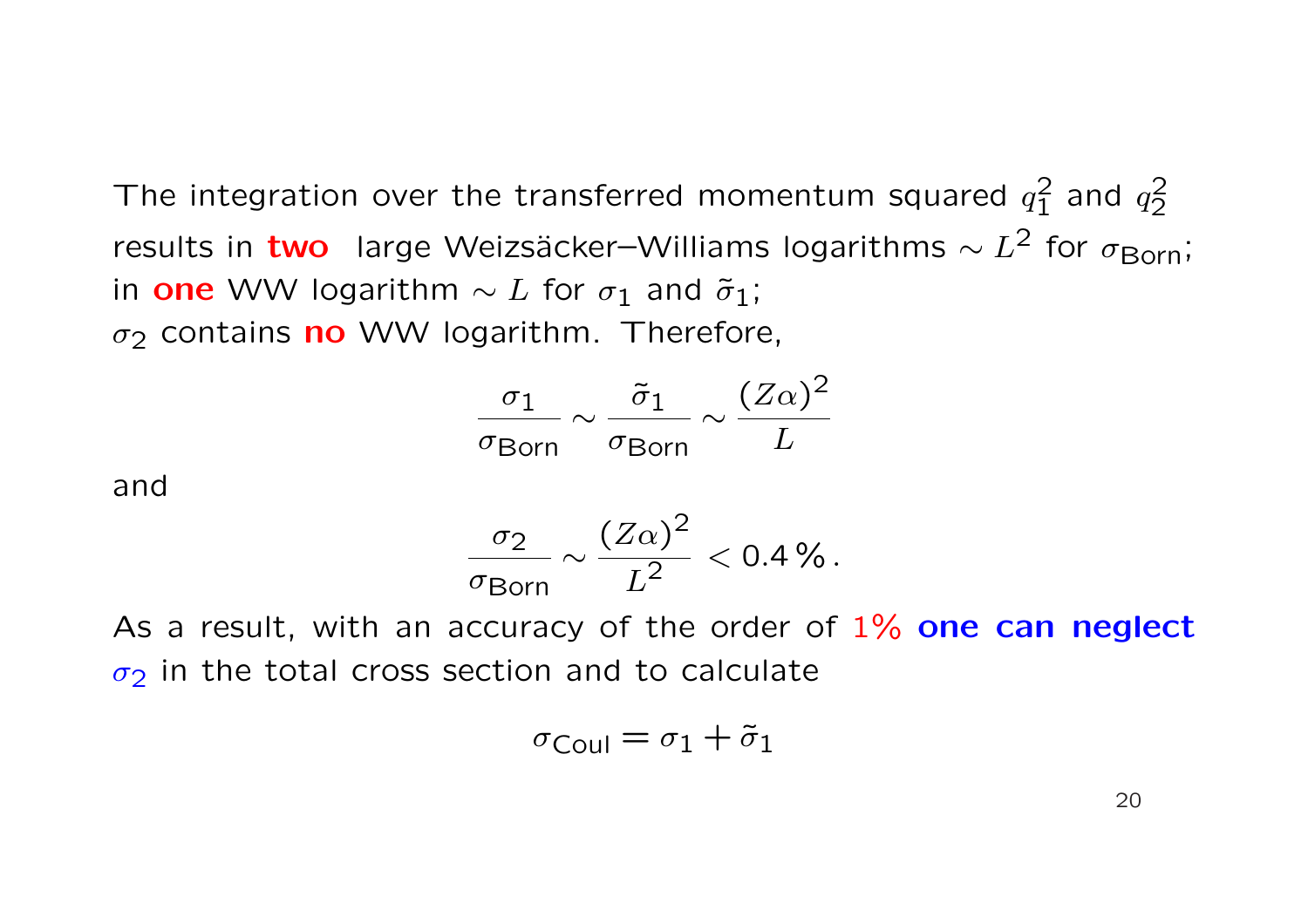The integration over the transferred momentum squared $q_1^2$ and $q_2^2$ results in **two** large Weizsäcker–Williams logarithms $\sim L^2$ for $\sigma_{\text{Born}}$; in **one** WW logarithm $\sim L$ for $\sigma_1$ and $\tilde{\sigma}_1$; $\sigma_2$ contains **no** WW logarithm. Therefore,

$$\frac{\sigma_1}{\sigma_{\text{Born}}} \sim \frac{\tilde{\sigma}_1}{\sigma_{\text{Born}}} \sim \frac{(Z\alpha)^2}{L}$$

and

$$\frac{\sigma_2}{\sigma_{\text{Born}}} \sim \frac{(Z\alpha)^2}{L^2} < 0.4\,\%\,.$$

As a result, with an accuracy of the order of 1% **one can neglect** $\sigma_2$ in the total cross section and to calculate

$$\sigma_{\text{Coul}} = \sigma_1 + \tilde{\sigma}_1$$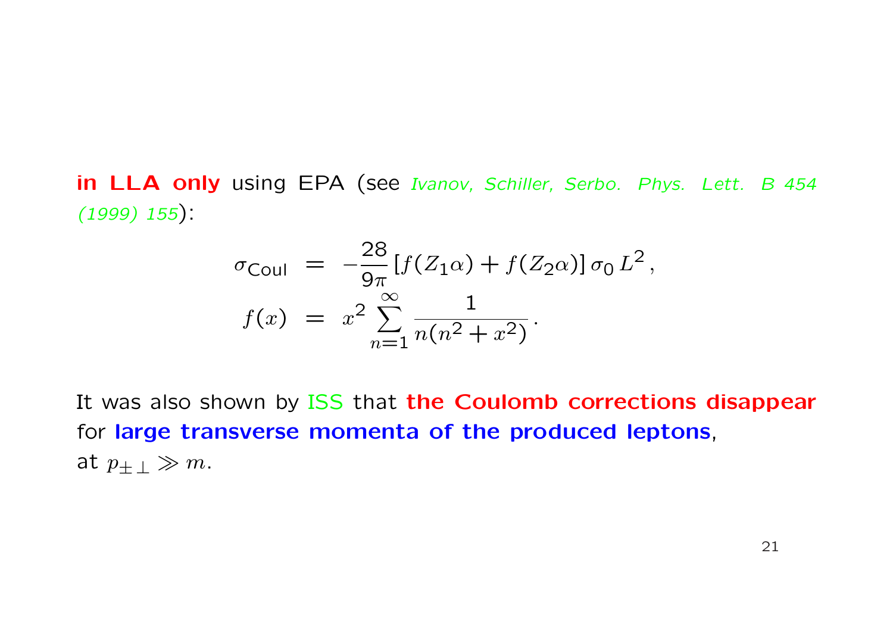**in LLA only** using EPA (see *Ivanov, Schiller, Serbo. Phys. Lett. B 454 (1999) 155*):

$$
\begin{aligned}
\sigma_{\text{Coul}} &= -\frac{28}{9\pi}\left[f(Z_1\alpha)+f(Z_2\alpha)\right]\sigma_0\, L^2\,, \\
f(x) &= x^2\sum_{n=1}^{\infty}\frac{1}{n(n^2+x^2)}\,.
\end{aligned}
$$

It was also shown by ISS that **the Coulomb corrections disappear** for **large transverse momenta of the produced leptons**, at $p_{\pm\perp} \gg m$.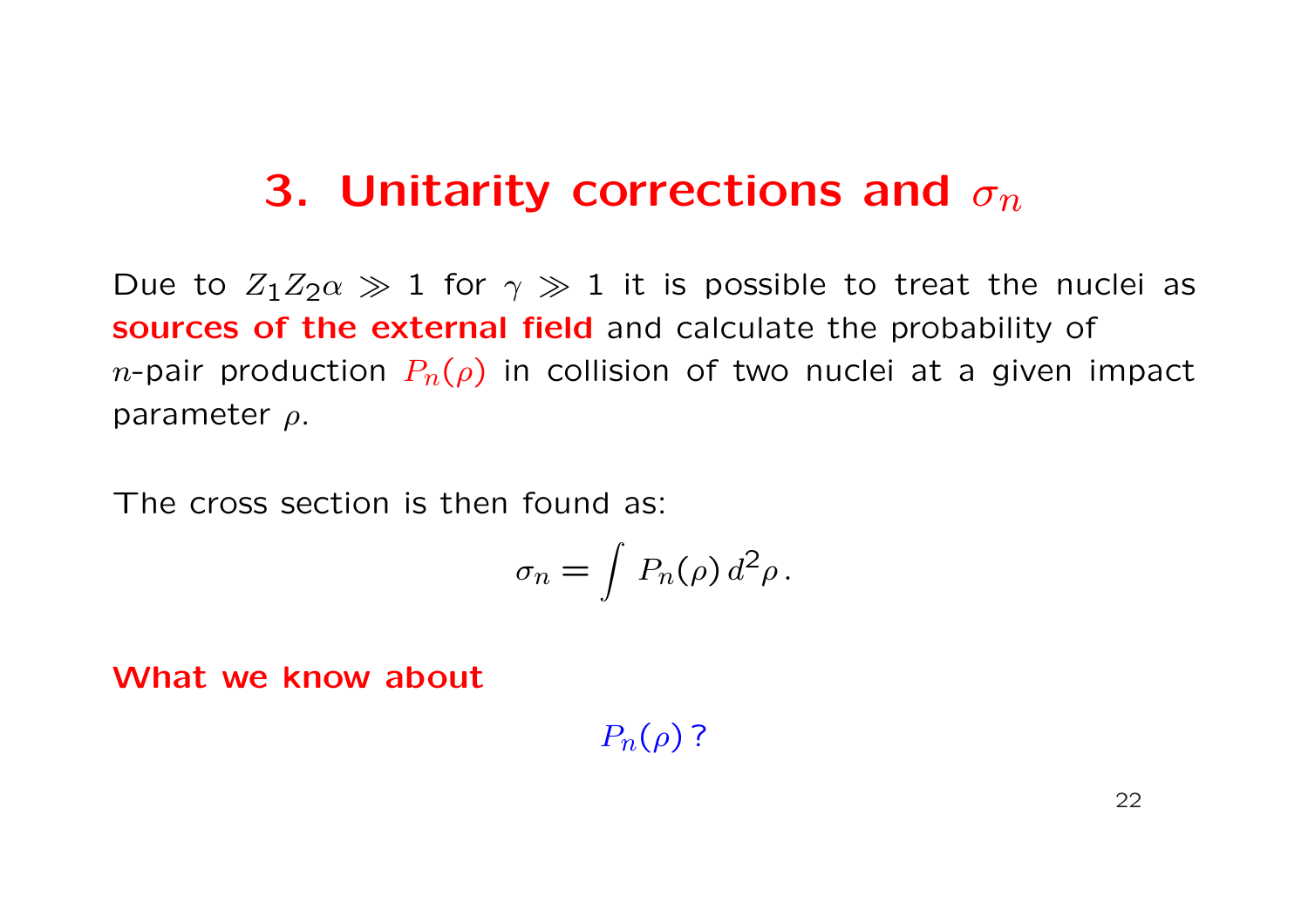# 3. Unitarity corrections and $\sigma_n$

Due to $Z_1 Z_2 \alpha \gg 1$ for $\gamma \gg 1$ it is possible to treat the nuclei as **sources of the external field** and calculate the probability of $n$-pair production $P_n(\rho)$ in collision of two nuclei at a given impact parameter $\rho$.

The cross section is then found as:

$$\sigma_n = \int P_n(\rho)\, d^2\rho\,.$$

**What we know about**

$$P_n(\rho)\,?$$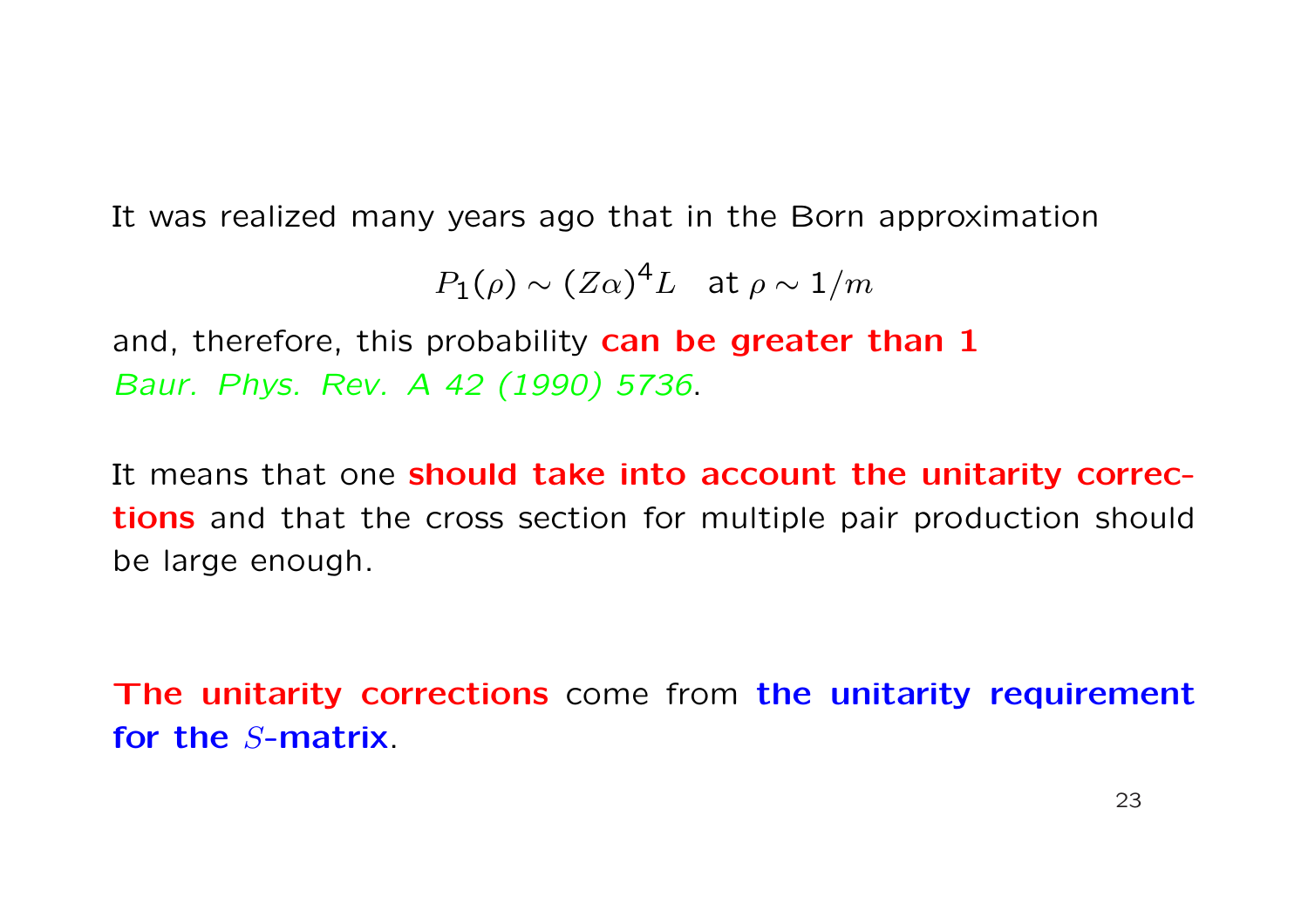It was realized many years ago that in the Born approximation

$$P_1(\rho) \sim (Z\alpha)^4 L \quad \text{at } \rho \sim 1/m$$

and, therefore, this probability **can be greater than 1** *Baur. Phys. Rev. A 42 (1990) 5736*.

It means that one **should take into account the unitarity corrections** and that the cross section for multiple pair production should be large enough.

**The unitarity corrections** come from **the unitarity requirement for the $S$-matrix**.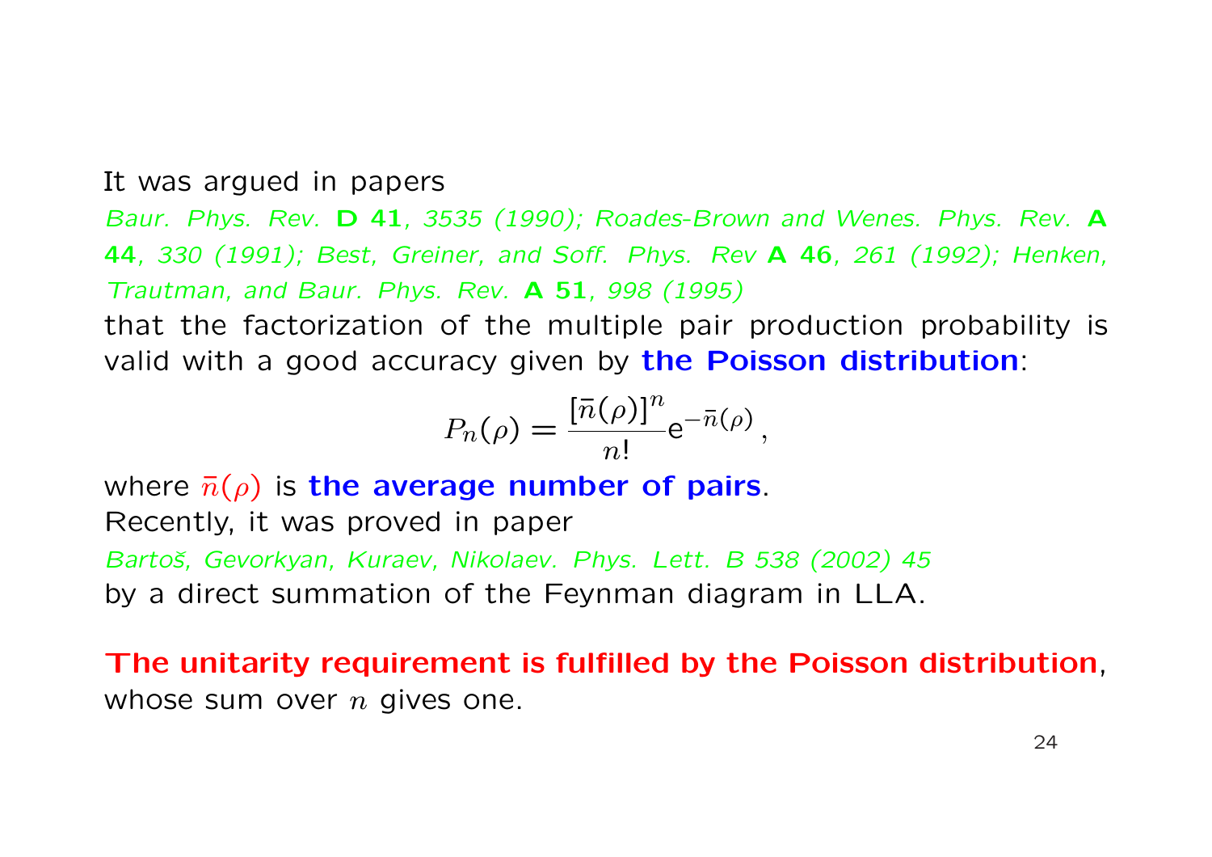It was argued in papers

*Baur. Phys. Rev.* **D 41**, *3535 (1990); Roades-Brown and Wenes. Phys. Rev.* **A 44**, *330 (1991); Best, Greiner, and Soff. Phys. Rev* **A 46**, *261 (1992); Henken, Trautman, and Baur. Phys. Rev.* **A 51**, *998 (1995)*

that the factorization of the multiple pair production probability is valid with a good accuracy given by **the Poisson distribution**:

$$P_n(\rho) = \frac{[\bar{n}(\rho)]^n}{n!} \mathrm{e}^{-\bar{n}(\rho)} \,,$$

where $\bar{n}(\rho)$ is **the average number of pairs**.

Recently, it was proved in paper

*Bartoš, Gevorkyan, Kuraev, Nikolaev. Phys. Lett. B 538 (2002) 45*

by a direct summation of the Feynman diagram in LLA.

**The unitarity requirement is fulfilled by the Poisson distribution**, whose sum over $n$ gives one.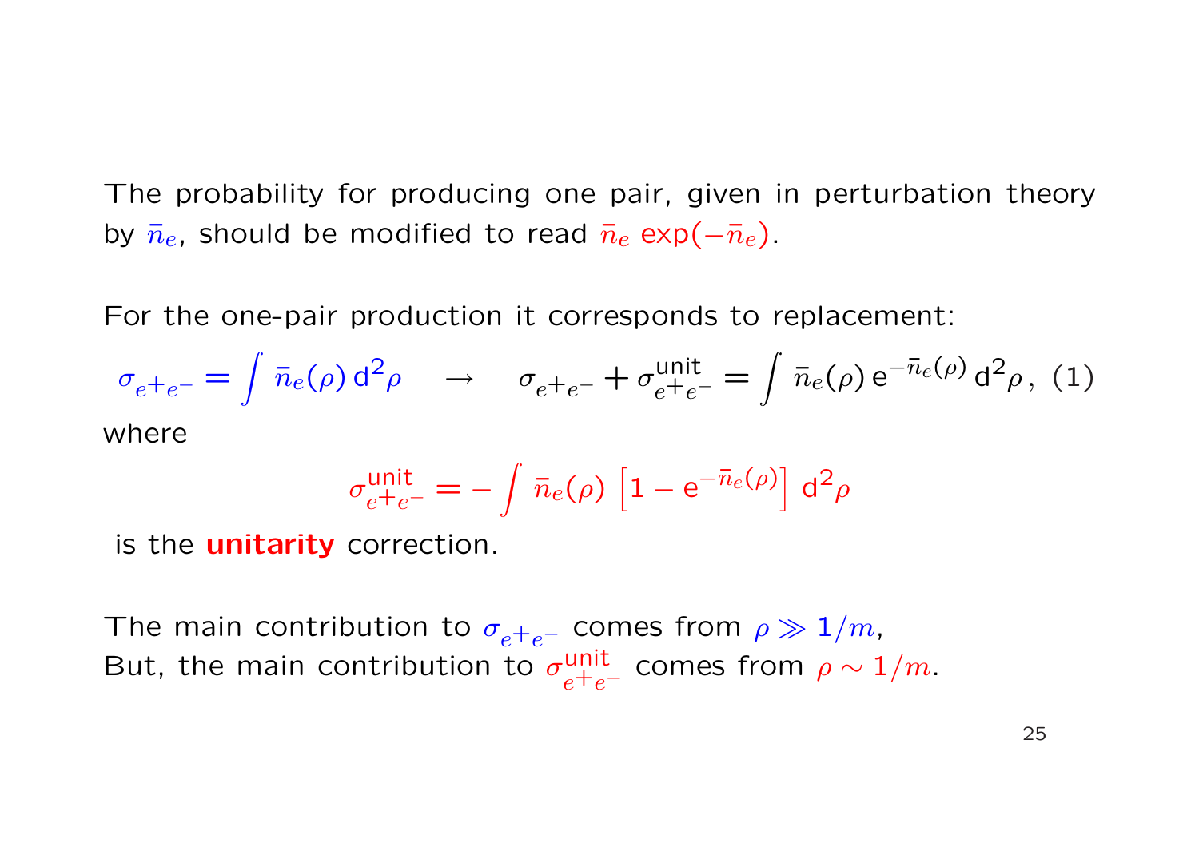The probability for producing one pair, given in perturbation theory by $\bar{n}_e$, should be modified to read $\bar{n}_e \exp(-\bar{n}_e)$.

For the one-pair production it corresponds to replacement:

$$\sigma_{e^+e^-} = \int \bar{n}_e(\rho)\, \mathrm{d}^2\rho \quad \rightarrow \quad \sigma_{e^+e^-} + \sigma_{e^+e^-}^{\text{unit}} = \int \bar{n}_e(\rho)\, \mathrm{e}^{-\bar{n}_e(\rho)}\, \mathrm{d}^2\rho\,, \tag{1}$$

where

$$\sigma_{e^+e^-}^{\text{unit}} = -\int \bar{n}_e(\rho)\, \left[1 - \mathrm{e}^{-\bar{n}_e(\rho)}\right] \mathrm{d}^2\rho$$

is the **unitarity** correction.

The main contribution to $\sigma_{e^+e^-}$ comes from $\rho \gg 1/m$,
But, the main contribution to $\sigma_{e^+e^-}^{\text{unit}}$ comes from $\rho \sim 1/m$.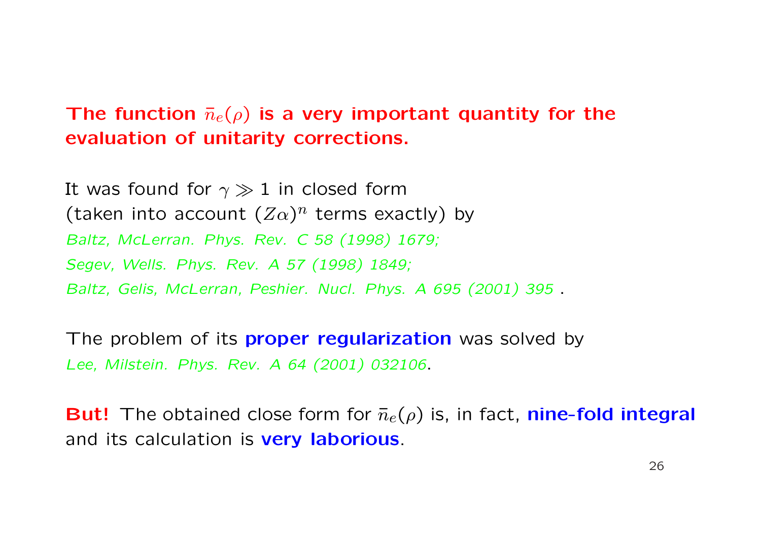**The function $\bar{n}_e(\rho)$ is a very important quantity for the evaluation of unitarity corrections.**

It was found for $\gamma \gg 1$ in closed form
(taken into account $(Z\alpha)^n$ terms exactly) by
*Baltz, McLerran. Phys. Rev. C 58 (1998) 1679;*
*Segev, Wells. Phys. Rev. A 57 (1998) 1849;*
*Baltz, Gelis, McLerran, Peshier. Nucl. Phys. A 695 (2001) 395* .

The problem of its **proper regularization** was solved by
*Lee, Milstein. Phys. Rev. A 64 (2001) 032106*.

**But!** The obtained close form for $\bar{n}_e(\rho)$ is, in fact, **nine-fold integral** and its calculation is **very laborious**.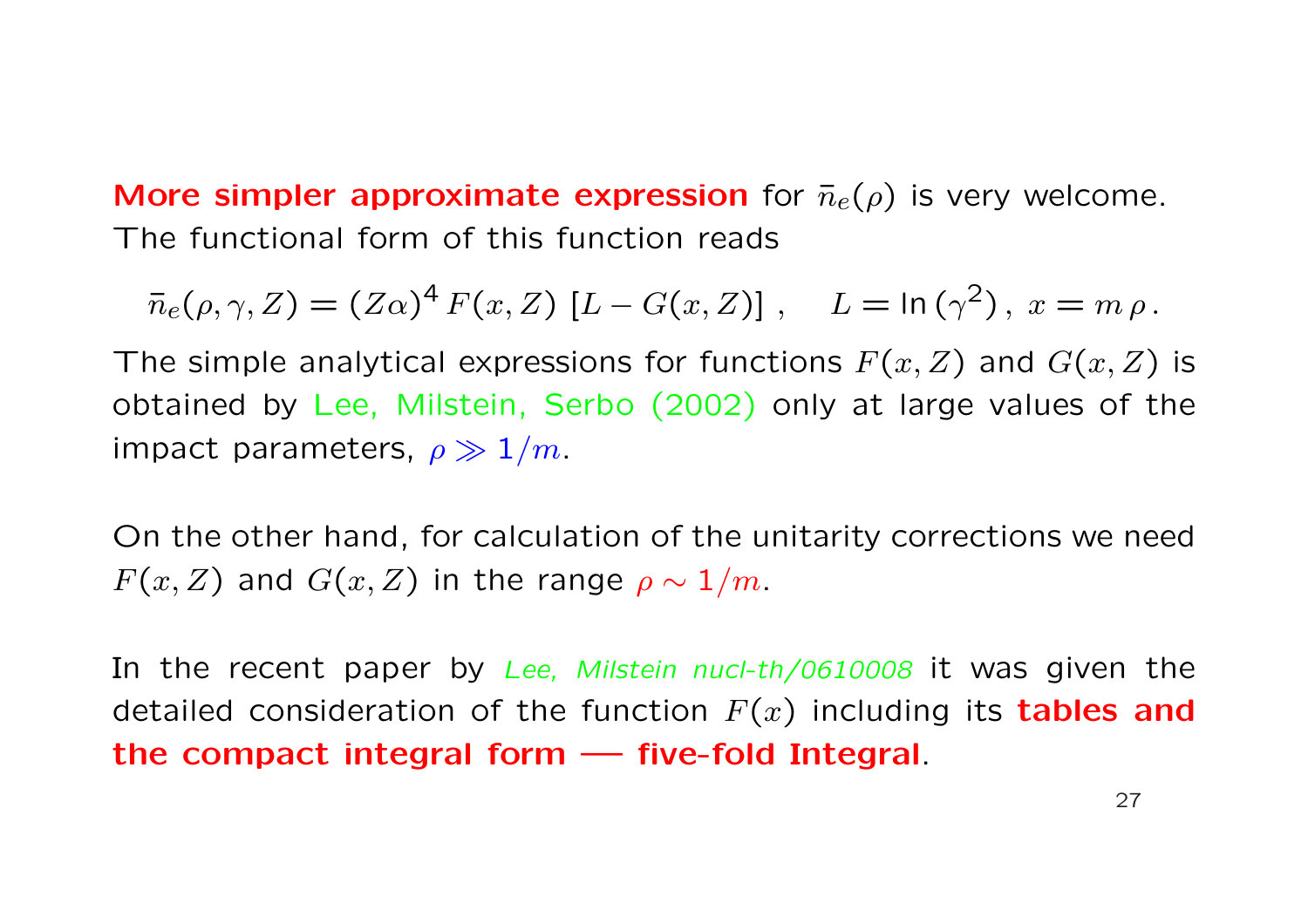**More simpler approximate expression** for $\bar{n}_e(\rho)$ is very welcome. The functional form of this function reads

$$\bar{n}_e(\rho, \gamma, Z) = (Z\alpha)^4 \, F(x, Z) \, [L - G(x, Z)] \, , \quad L = \ln(\gamma^2) \, , \; x = m \, \rho \, .$$

The simple analytical expressions for functions $F(x, Z)$ and $G(x, Z)$ is obtained by Lee, Milstein, Serbo (2002) only at large values of the impact parameters, $\rho \gg 1/m$.

On the other hand, for calculation of the unitarity corrections we need $F(x, Z)$ and $G(x, Z)$ in the range $\rho \sim 1/m$.

In the recent paper by *Lee, Milstein nucl-th/0610008* it was given the detailed consideration of the function $F(x)$ including its **tables and the compact integral form — five-fold Integral**.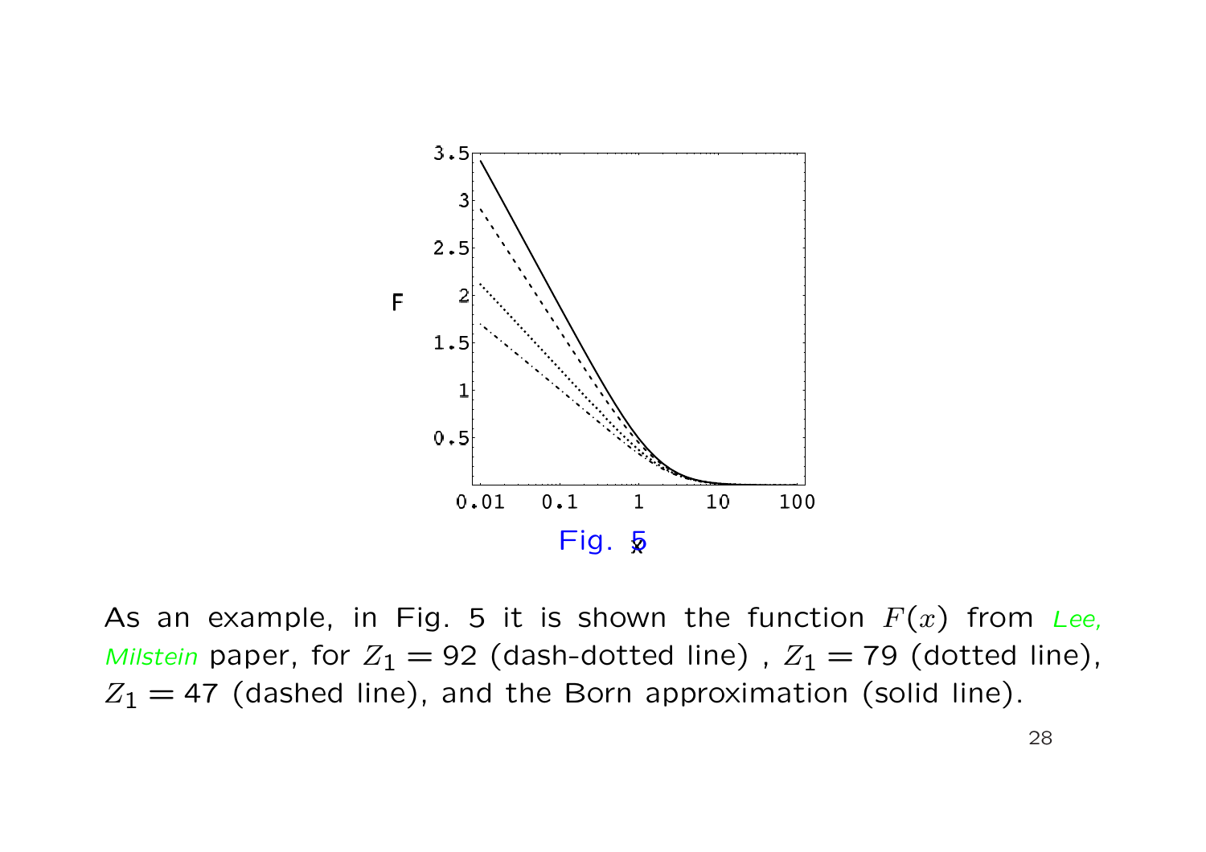Fig. 5

As an example, in Fig. 5 it is shown the function $F(x)$ from *Lee, Milstein* paper, for $Z_1 = 92$ (dash-dotted line) , $Z_1 = 79$ (dotted line), $Z_1 = 47$ (dashed line), and the Born approximation (solid line).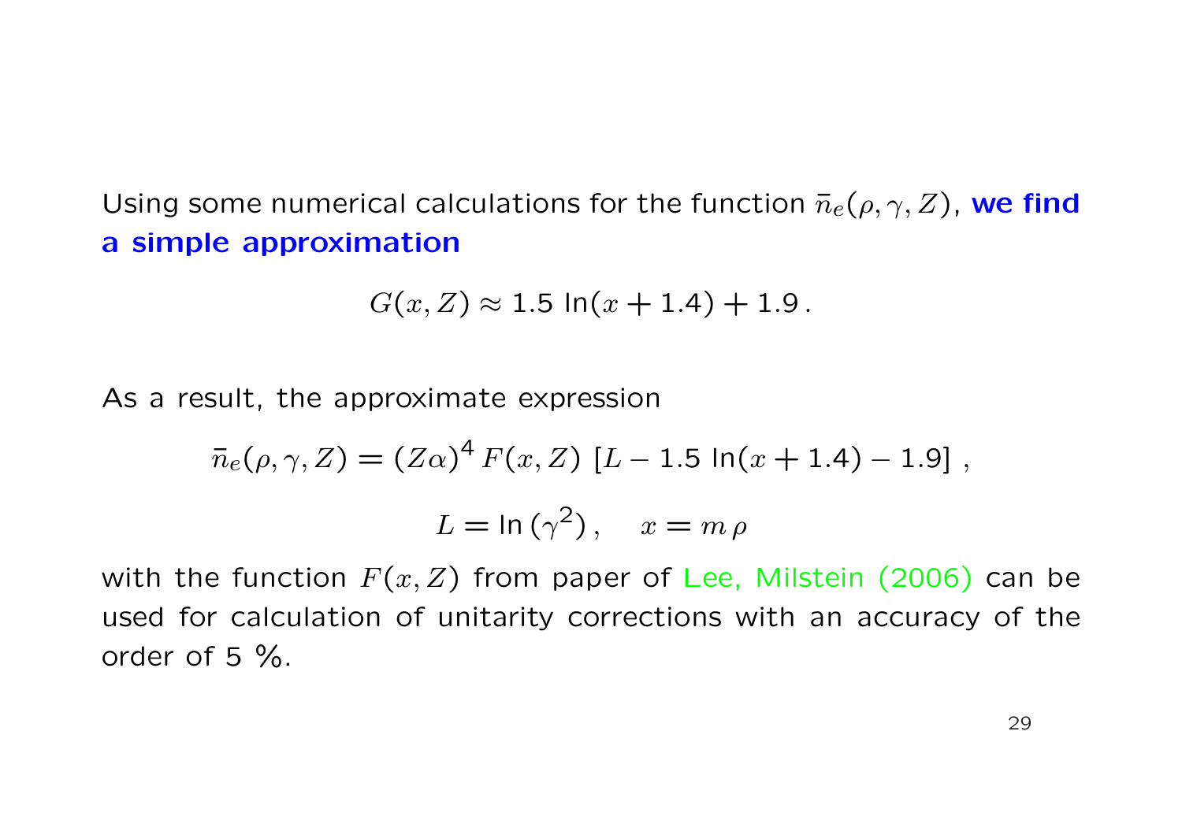Using some numerical calculations for the function $\bar{n}_e(\rho, \gamma, Z)$, **we find a simple approximation**

$$G(x, Z) \approx 1.5\,\ln(x + 1.4) + 1.9\,.$$

As a result, the approximate expression

$$\bar{n}_e(\rho, \gamma, Z) = (Z\alpha)^4\, F(x, Z)\;[L - 1.5\,\ln(x + 1.4) - 1.9]\;,$$

$$L = \ln\left(\gamma^2\right), \quad x = m\,\rho$$

with the function $F(x, Z)$ from paper of Lee, Milstein (2006) can be used for calculation of unitarity corrections with an accuracy of the order of 5 %.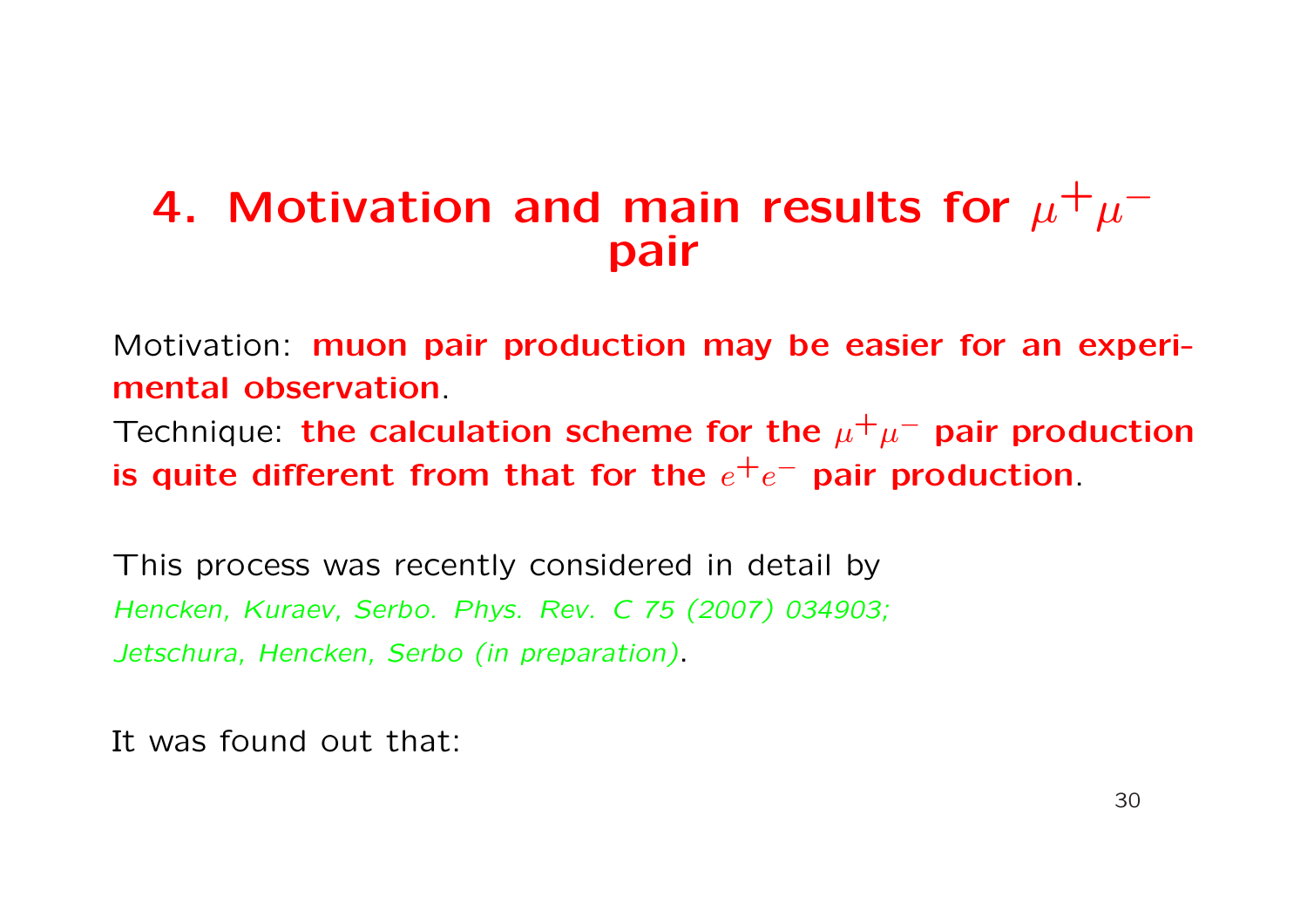# 4. Motivation and main results for $\mu^+\mu^-$ pair

Motivation: **muon pair production may be easier for an experimental observation**.

Technique: **the calculation scheme for the $\mu^+\mu^-$ pair production is quite different from that for the $e^+e^-$ pair production**.

This process was recently considered in detail by

*Hencken, Kuraev, Serbo. Phys. Rev. C 75 (2007) 034903;*

*Jetschura, Hencken, Serbo (in preparation)*.

It was found out that: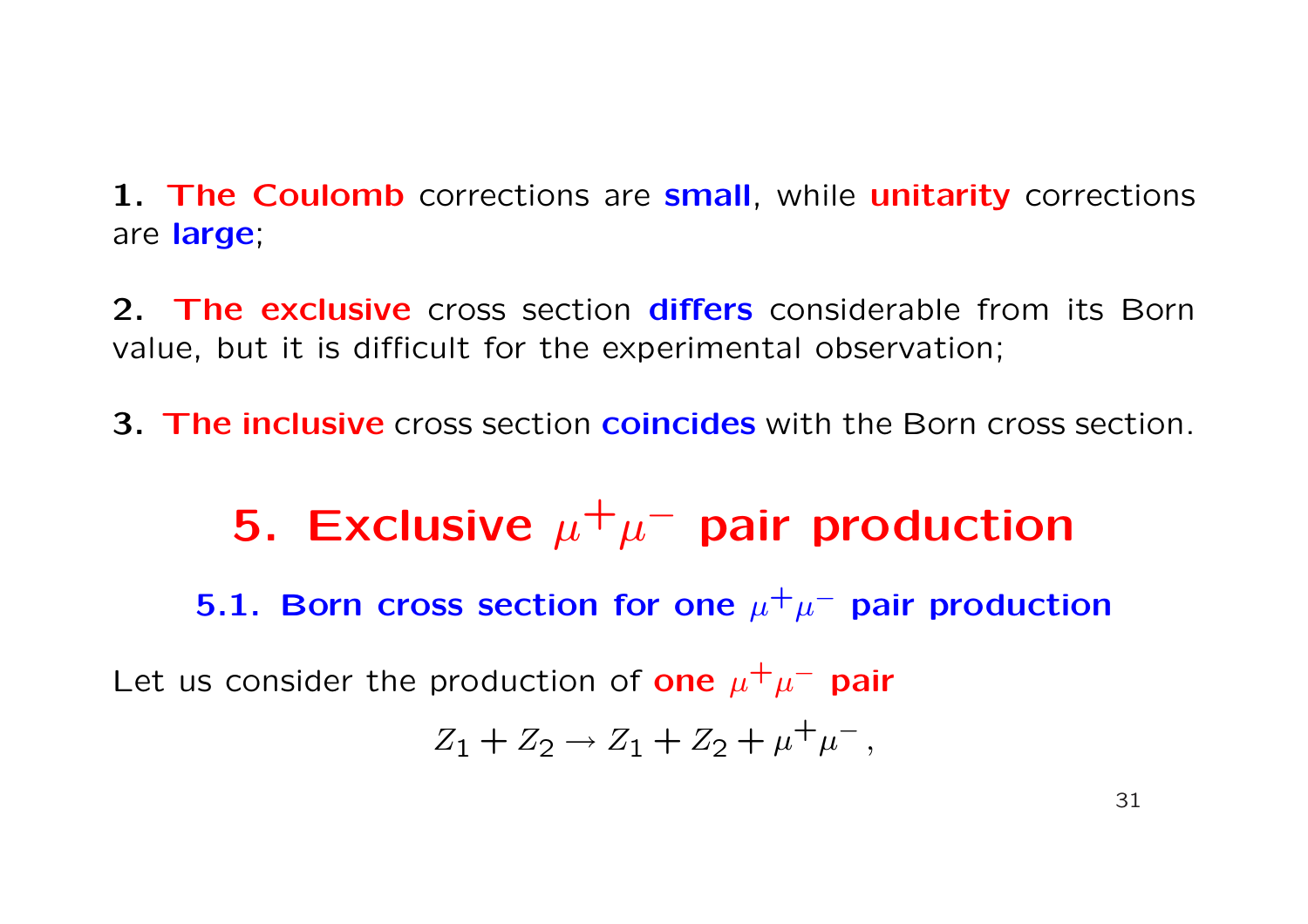**1.** **The Coulomb** corrections are **small**, while **unitarity** corrections are **large**;

**2.** **The exclusive** cross section **differs** considerable from its Born value, but it is difficult for the experimental observation;

**3.** **The inclusive** cross section **coincides** with the Born cross section.

# 5. Exclusive $\mu^+\mu^-$ pair production

## 5.1. Born cross section for one $\mu^+\mu^-$ pair production

Let us consider the production of **one $\mu^+\mu^-$ pair**

$$Z_1 + Z_2 \to Z_1 + Z_2 + \mu^+\mu^- \, ,$$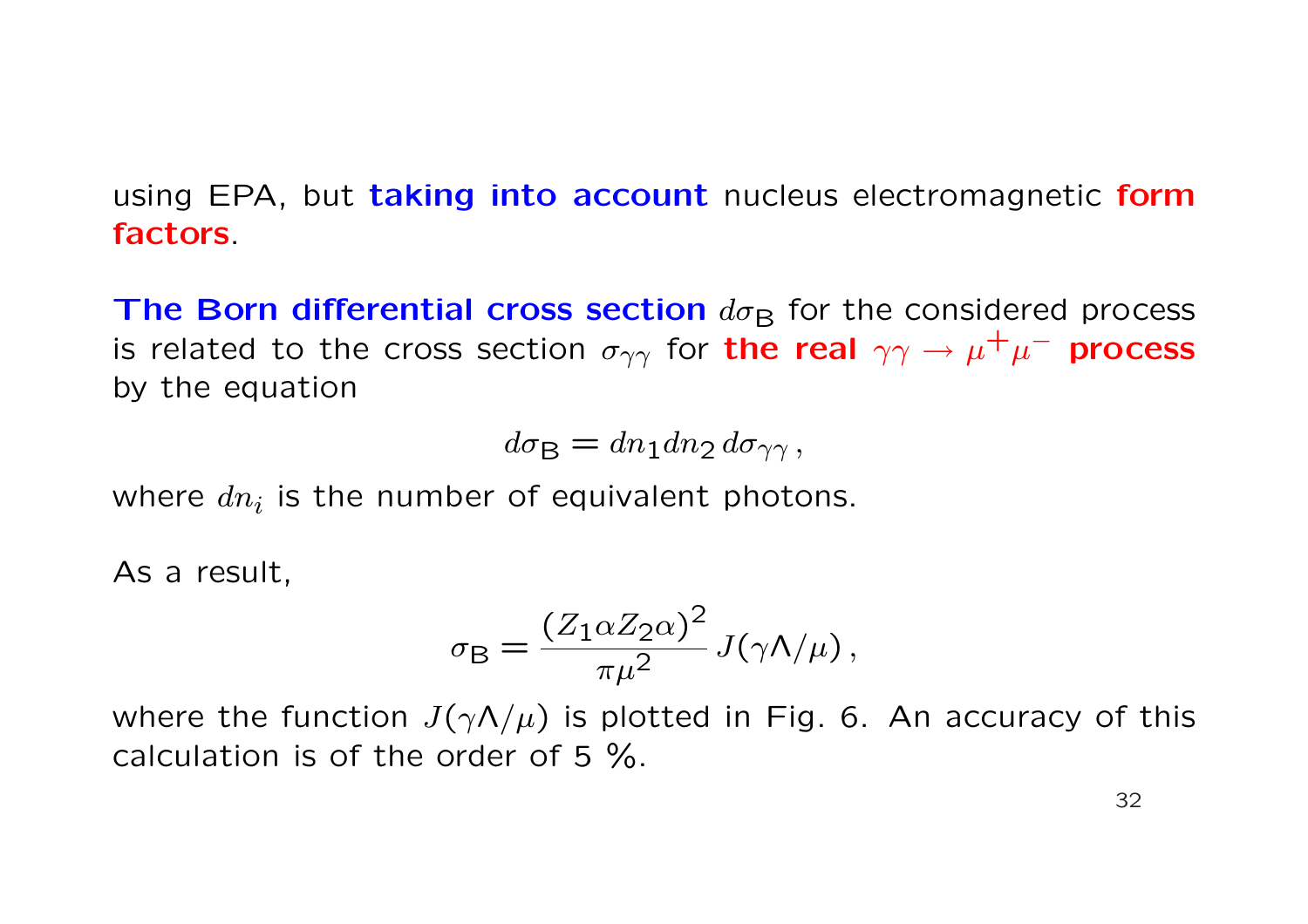using EPA, but **taking into account** nucleus electromagnetic **form factors**.

**The Born differential cross section** $d\sigma_{\rm B}$ for the considered process is related to the cross section $\sigma_{\gamma\gamma}$ for **the real $\gamma\gamma \to \mu^+\mu^-$ process** by the equation

$$d\sigma_{\rm B} = dn_1 dn_2 \, d\sigma_{\gamma\gamma} \, ,$$

where $dn_i$ is the number of equivalent photons.

As a result,

$$\sigma_{\rm B} = \frac{(Z_1 \alpha Z_2 \alpha)^2}{\pi \mu^2} \, J(\gamma\Lambda/\mu) \, ,$$

where the function $J(\gamma\Lambda/\mu)$ is plotted in Fig. 6. An accuracy of this calculation is of the order of 5 %.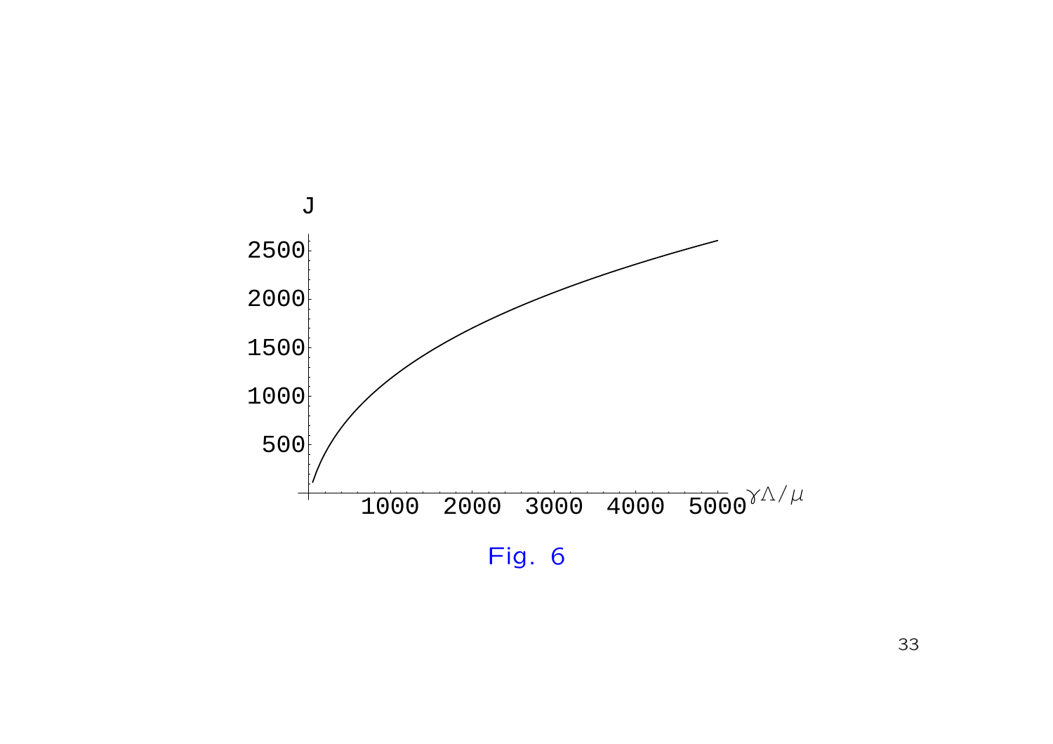Fig. 6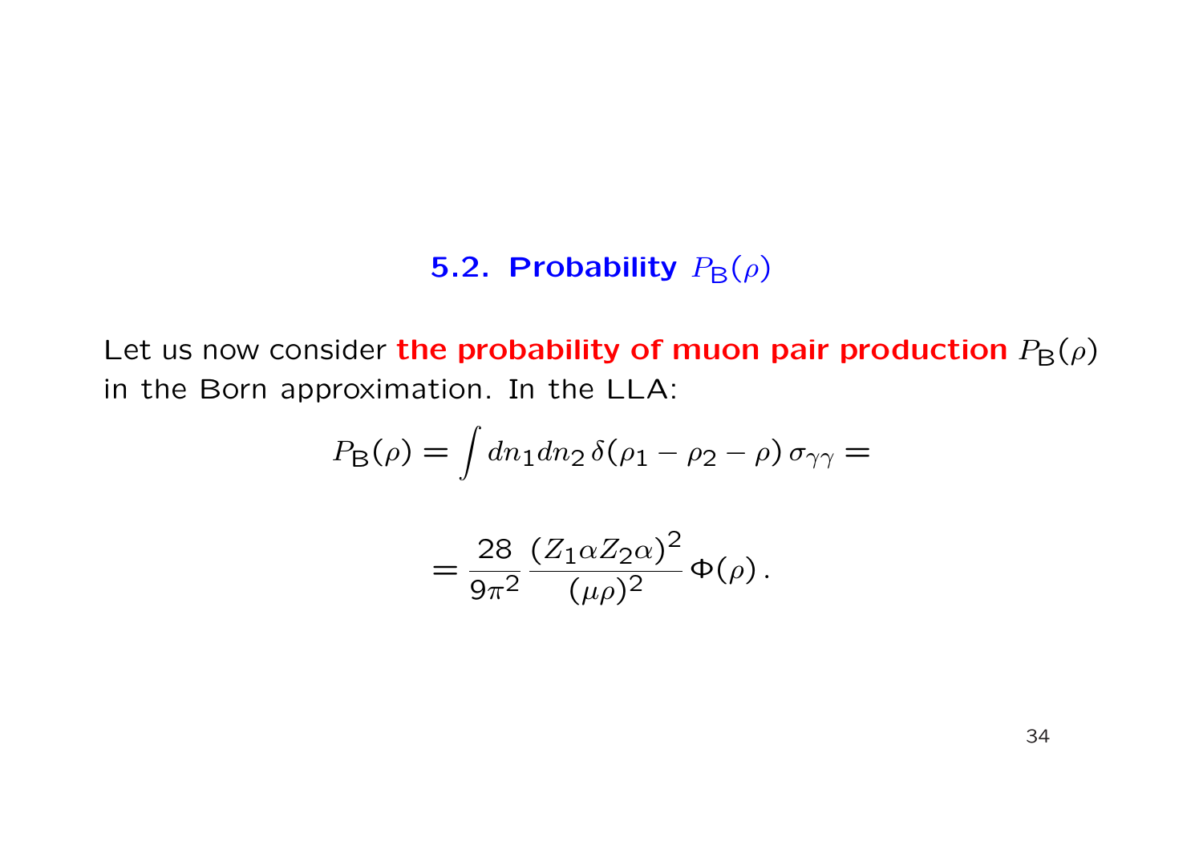## 5.2. Probability $P_{\mathsf{B}}(\rho)$

Let us now consider **the probability of muon pair production** $P_{\mathsf{B}}(\rho)$ in the Born approximation. In the LLA:

$$P_{\mathsf{B}}(\rho) = \int dn_1 dn_2 \, \delta(\rho_1 - \rho_2 - \rho) \, \sigma_{\gamma\gamma} =$$

$$= \frac{28}{9\pi^2} \frac{(Z_1 \alpha Z_2 \alpha)^2}{(\mu\rho)^2} \, \Phi(\rho) \, .$$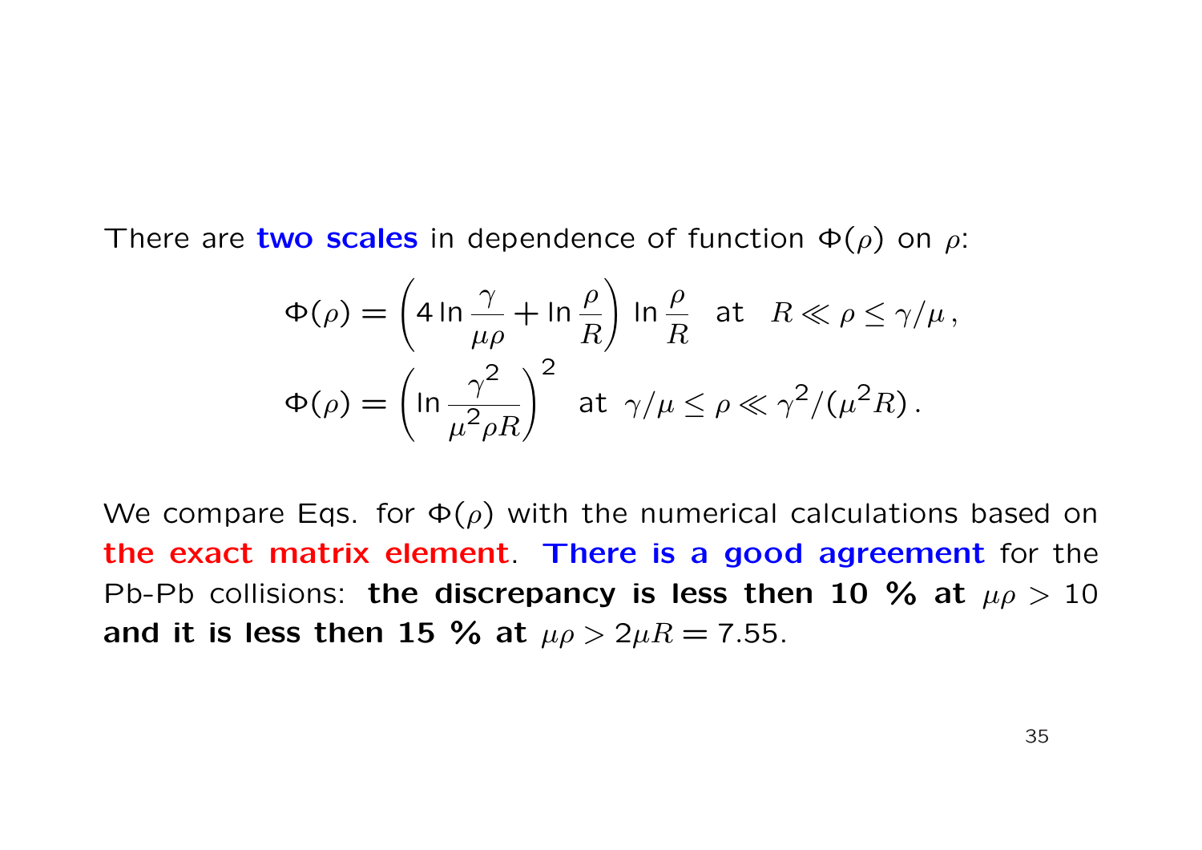There are **two scales** in dependence of function $\Phi(\rho)$ on $\rho$:

$$\Phi(\rho) = \left(4\ln\frac{\gamma}{\mu\rho} + \ln\frac{\rho}{R}\right)\ln\frac{\rho}{R} \quad \text{at} \quad R \ll \rho \leq \gamma/\mu\,,$$

$$\Phi(\rho) = \left(\ln\frac{\gamma^2}{\mu^2\rho R}\right)^2 \quad \text{at} \quad \gamma/\mu \leq \rho \ll \gamma^2/(\mu^2 R)\,.$$

We compare Eqs. for $\Phi(\rho)$ with the numerical calculations based on **the exact matrix element**. **There is a good agreement** for the Pb-Pb collisions: **the discrepancy is less then 10 % at $\mu\rho > 10$ and it is less then 15 % at $\mu\rho > 2\mu R = 7.55$.**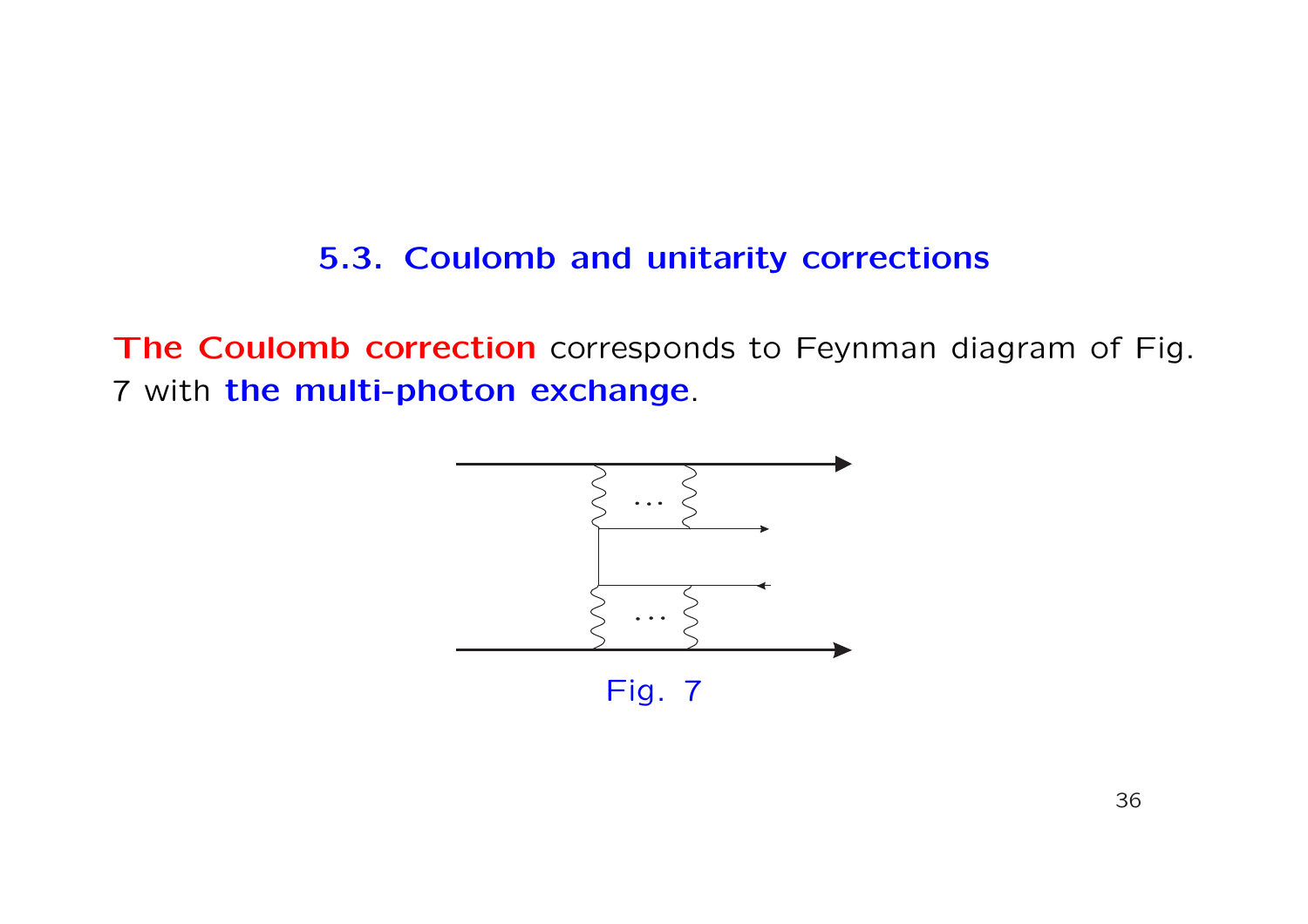## 5.3. Coulomb and unitarity corrections

**The Coulomb correction** corresponds to Feynman diagram of Fig. 7 with **the multi-photon exchange**.

Fig. 7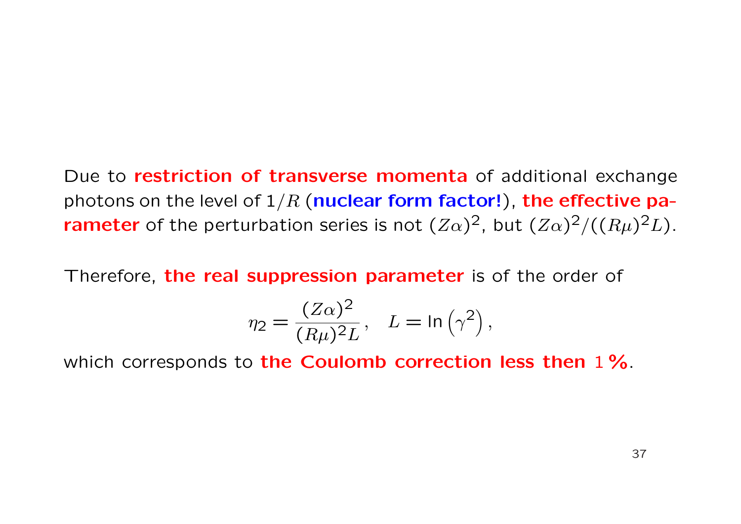Due to **restriction of transverse momenta** of additional exchange photons on the level of $1/R$ (**nuclear form factor!**), **the effective parameter** of the perturbation series is not $(Z\alpha)^2$, but $(Z\alpha)^2/((R\mu)^2 L)$.

Therefore, **the real suppression parameter** is of the order of

$$\eta_2 = \frac{(Z\alpha)^2}{(R\mu)^2 L}, \quad L = \ln\left(\gamma^2\right),$$

which corresponds to **the Coulomb correction less then $1\,\%$**.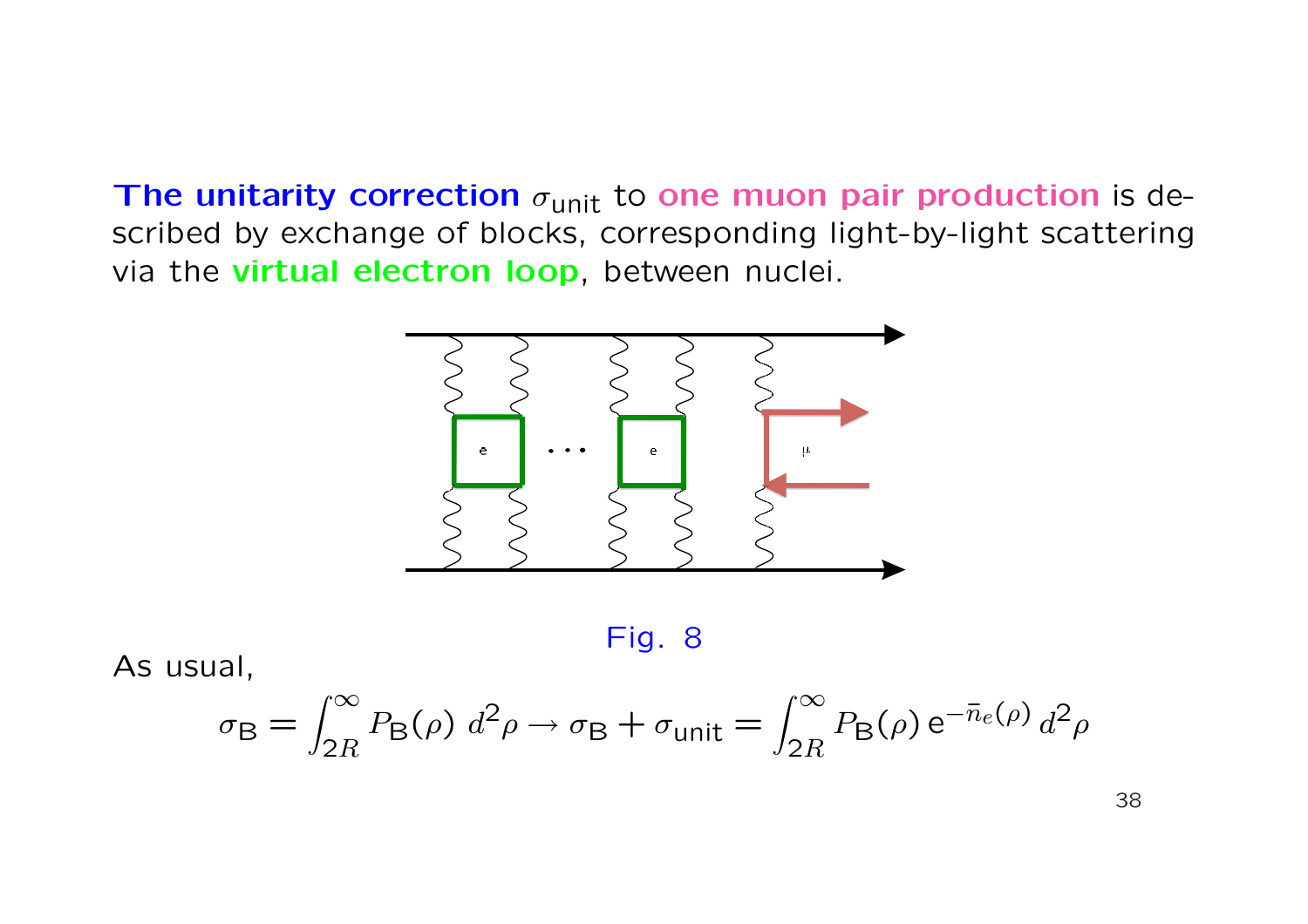**The unitarity correction** $\sigma_{\rm unit}$ to **one muon pair production** is described by exchange of blocks, corresponding light-by-light scattering via the **virtual electron loop**, between nuclei.

Fig. 8

As usual,

$$\sigma_{\rm B} = \int_{2R}^{\infty} P_{\rm B}(\rho)\, d^2\rho \to \sigma_{\rm B} + \sigma_{\rm unit} = \int_{2R}^{\infty} P_{\rm B}(\rho)\, {\rm e}^{-\bar{n}_e(\rho)}\, d^2\rho$$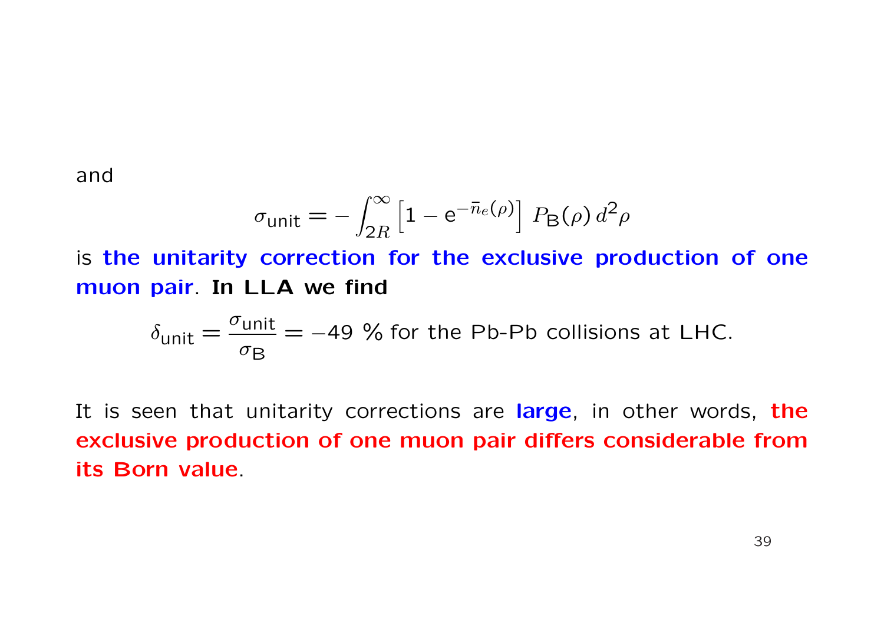and

$$\sigma_{\text{unit}} = -\int_{2R}^{\infty} \left[1 - \mathrm{e}^{-\bar{n}_e(\rho)}\right] \, P_{\text{B}}(\rho) \, d^2\rho$$

is **the unitarity correction for the exclusive production of one muon pair**. **In LLA we find**

$$\delta_{\text{unit}} = \frac{\sigma_{\text{unit}}}{\sigma_{\text{B}}} = -49 \text{ \% for the Pb-Pb collisions at LHC.}$$

It is seen that unitarity corrections are **large**, in other words, **the exclusive production of one muon pair differs considerable from its Born value**.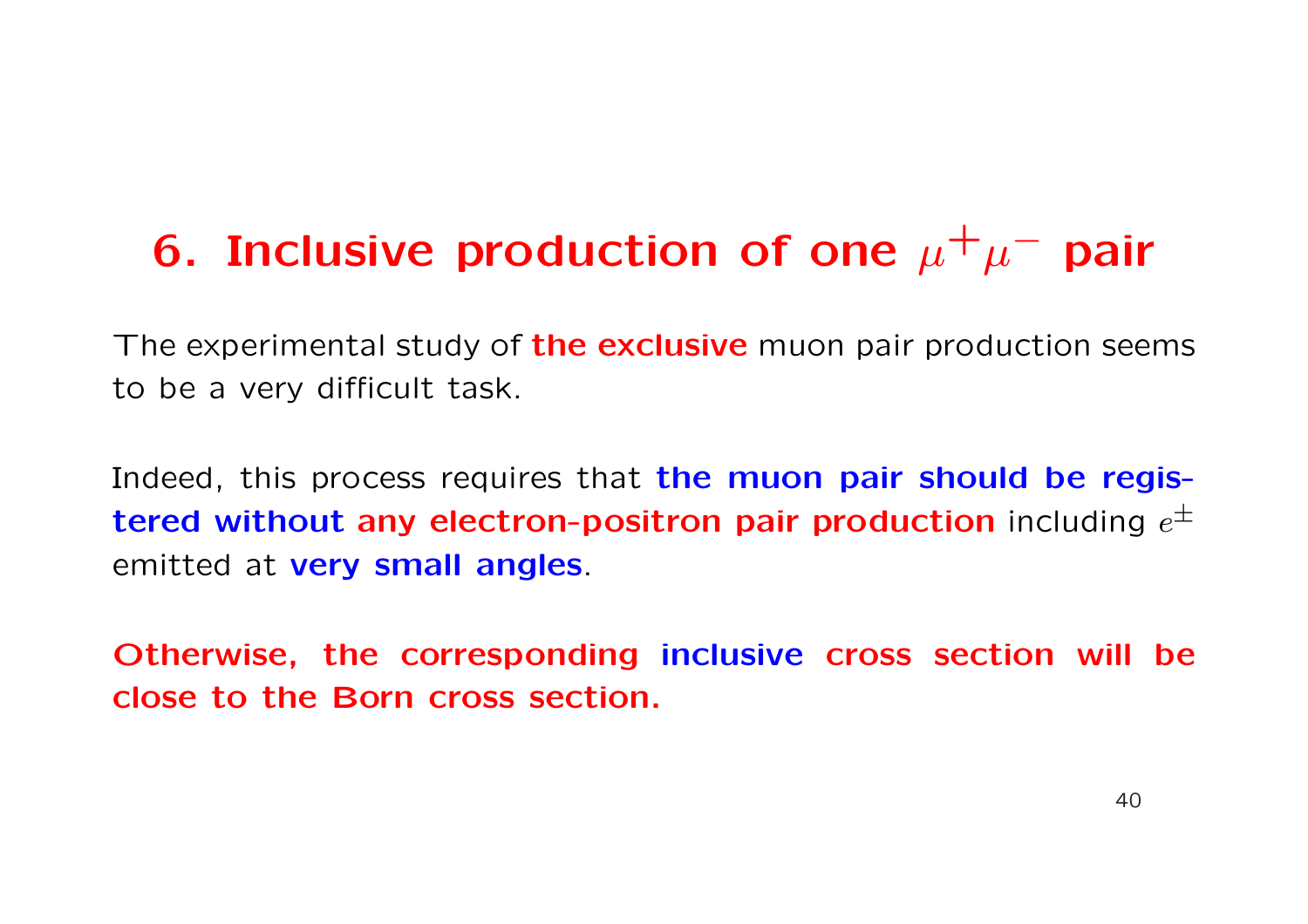# 6. Inclusive production of one $\mu^+\mu^-$ pair

The experimental study of **the exclusive** muon pair production seems to be a very difficult task.

Indeed, this process requires that **the muon pair should be registered without any electron-positron pair production** including $e^\pm$ emitted at **very small angles**.

**Otherwise, the corresponding inclusive cross section will be close to the Born cross section.**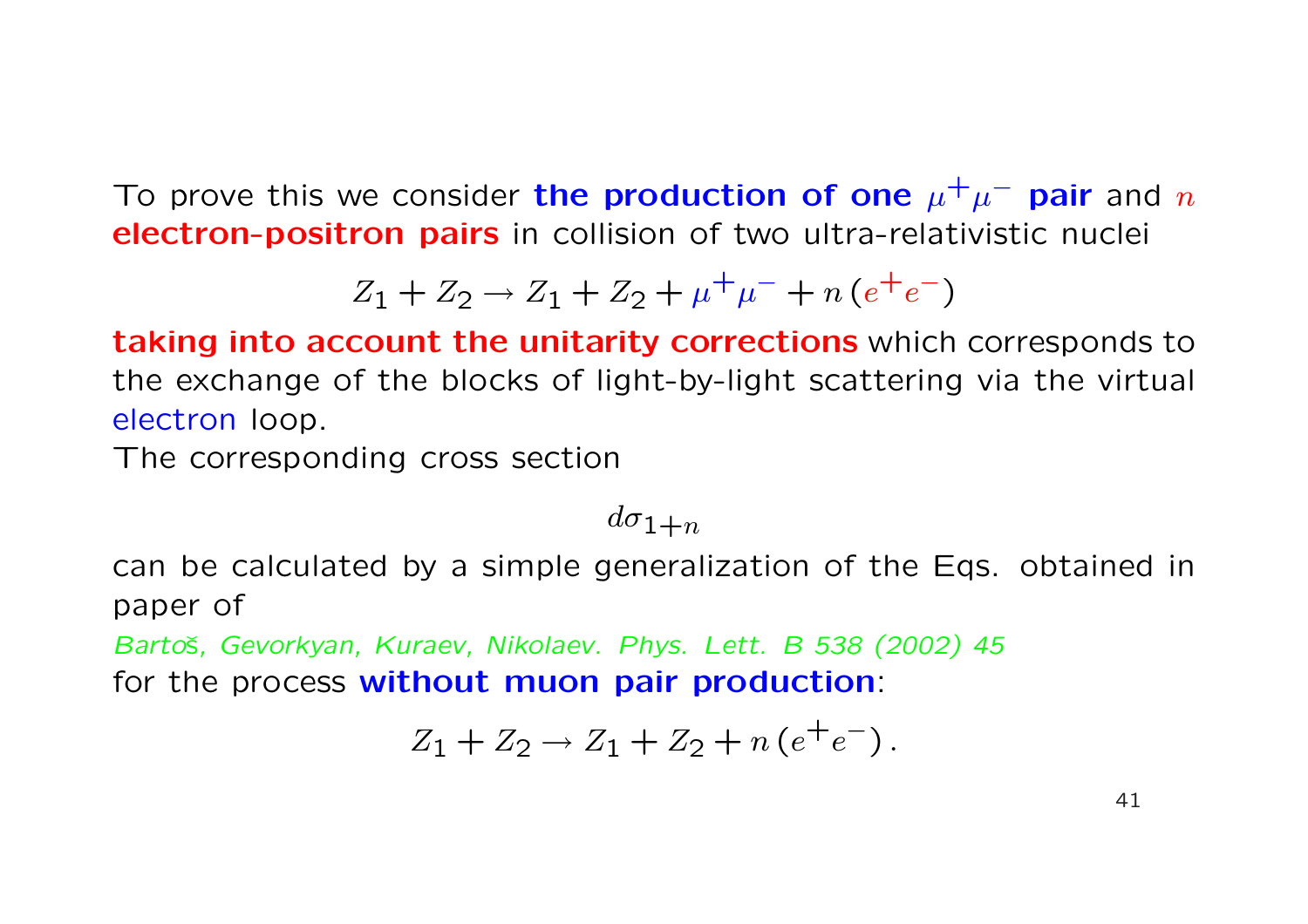To prove this we consider **the production of one $\mu^+\mu^-$ pair** and $n$ **electron-positron pairs** in collision of two ultra-relativistic nuclei

$$Z_1 + Z_2 \to Z_1 + Z_2 + \mu^+\mu^- + n\,(e^+e^-)$$

**taking into account the unitarity corrections** which corresponds to the exchange of the blocks of light-by-light scattering via the virtual electron loop.

The corresponding cross section

$$d\sigma_{1+n}$$

can be calculated by a simple generalization of the Eqs. obtained in paper of

*Bartoš, Gevorkyan, Kuraev, Nikolaev. Phys. Lett. B 538 (2002) 45*

for the process **without muon pair production**:

$$Z_1 + Z_2 \to Z_1 + Z_2 + n\,(e^+e^-)\,.$$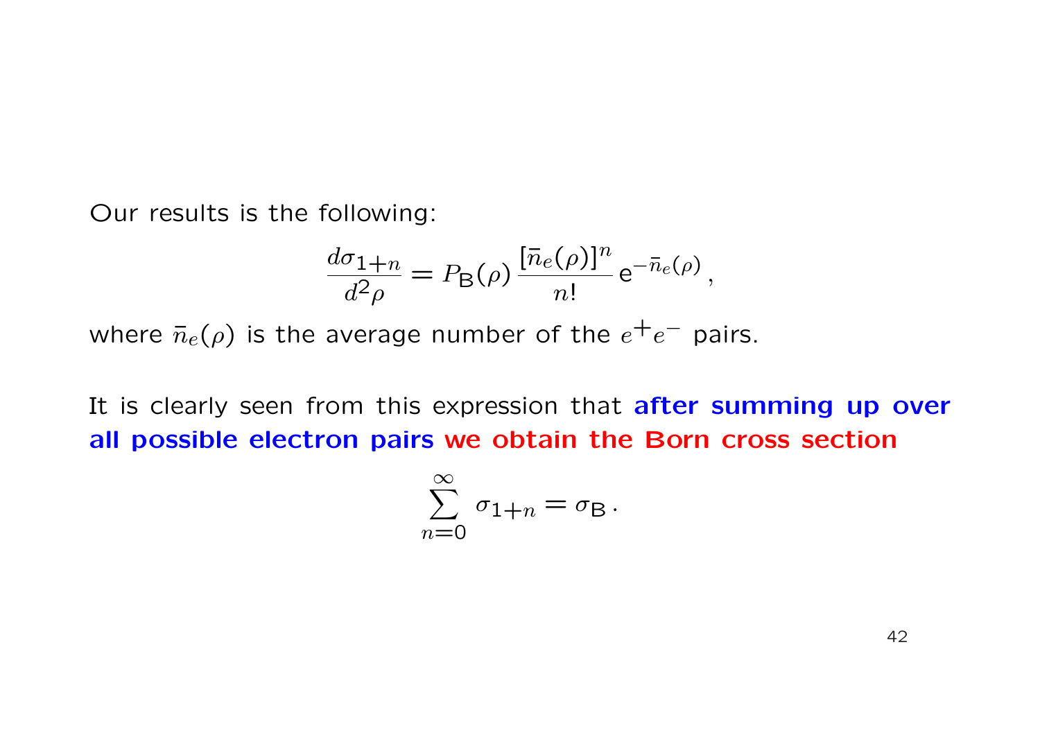Our results is the following:

$$\frac{d\sigma_{1+n}}{d^2\rho} = P_{\mathrm{B}}(\rho)\, \frac{[\bar{n}_e(\rho)]^n}{n!}\, \mathrm{e}^{-\bar{n}_e(\rho)}\,,$$

where $\bar{n}_e(\rho)$ is the average number of the $e^+e^-$ pairs.

It is clearly seen from this expression that **after summing up over all possible electron pairs** **we obtain the Born cross section**

$$\sum_{n=0}^{\infty} \sigma_{1+n} = \sigma_{\mathrm{B}}\,.$$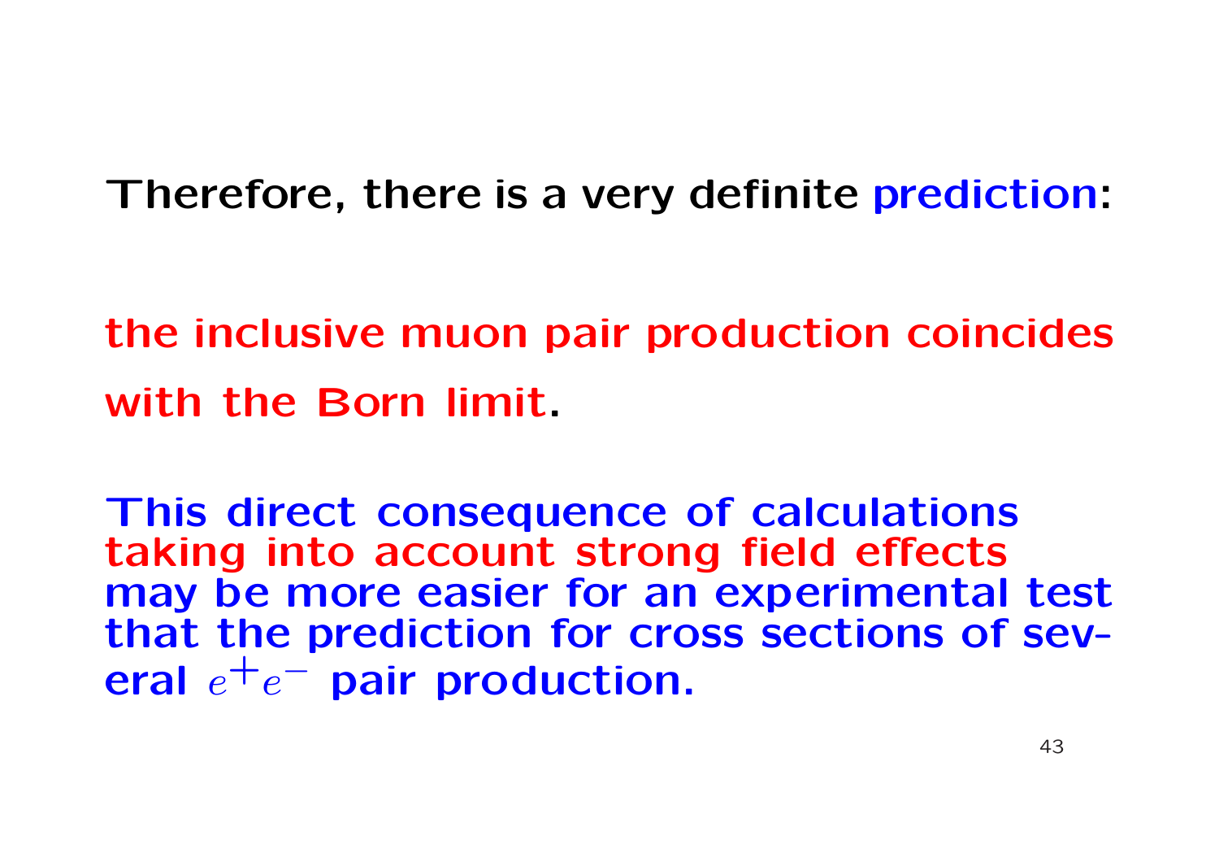Therefore, there is a very definite prediction:

the inclusive muon pair production coincides with the Born limit.

This direct consequence of calculations taking into account strong field effects may be more easier for an experimental test that the prediction for cross sections of several $e^+e^-$ pair production.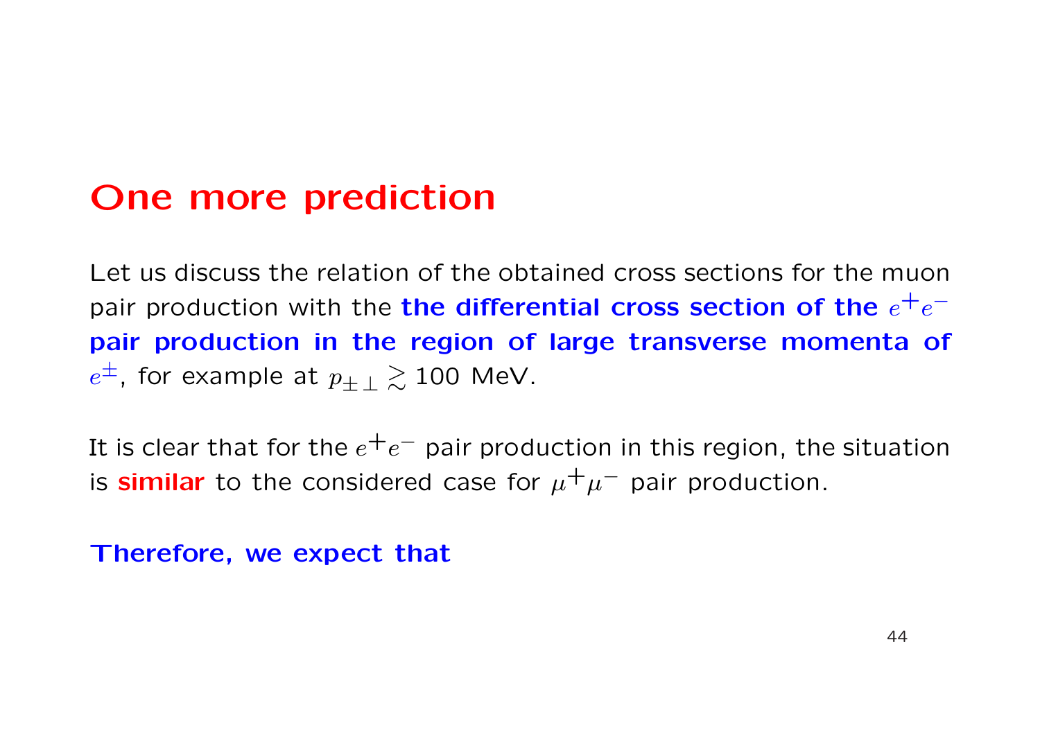# One more prediction

Let us discuss the relation of the obtained cross sections for the muon pair production with the **the differential cross section of the $e^+e^-$ pair production in the region of large transverse momenta of $e^\pm$**, for example at $p_{\pm\perp} \gtrsim 100$ MeV.

It is clear that for the $e^+e^-$ pair production in this region, the situation is **similar** to the considered case for $\mu^+\mu^-$ pair production.

**Therefore, we expect that**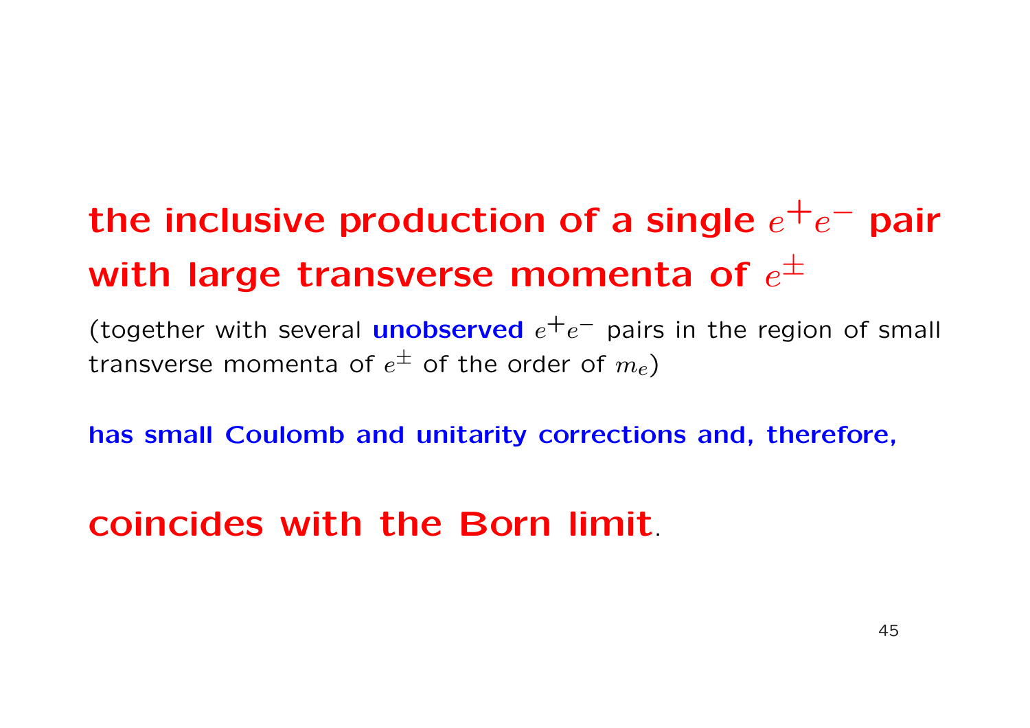**the inclusive production of a single $e^+e^-$ pair with large transverse momenta of $e^\pm$**

(together with several **unobserved** $e^+e^-$ pairs in the region of small transverse momenta of $e^\pm$ of the order of $m_e$)

**has small Coulomb and unitarity corrections and, therefore,**

**coincides with the Born limit**.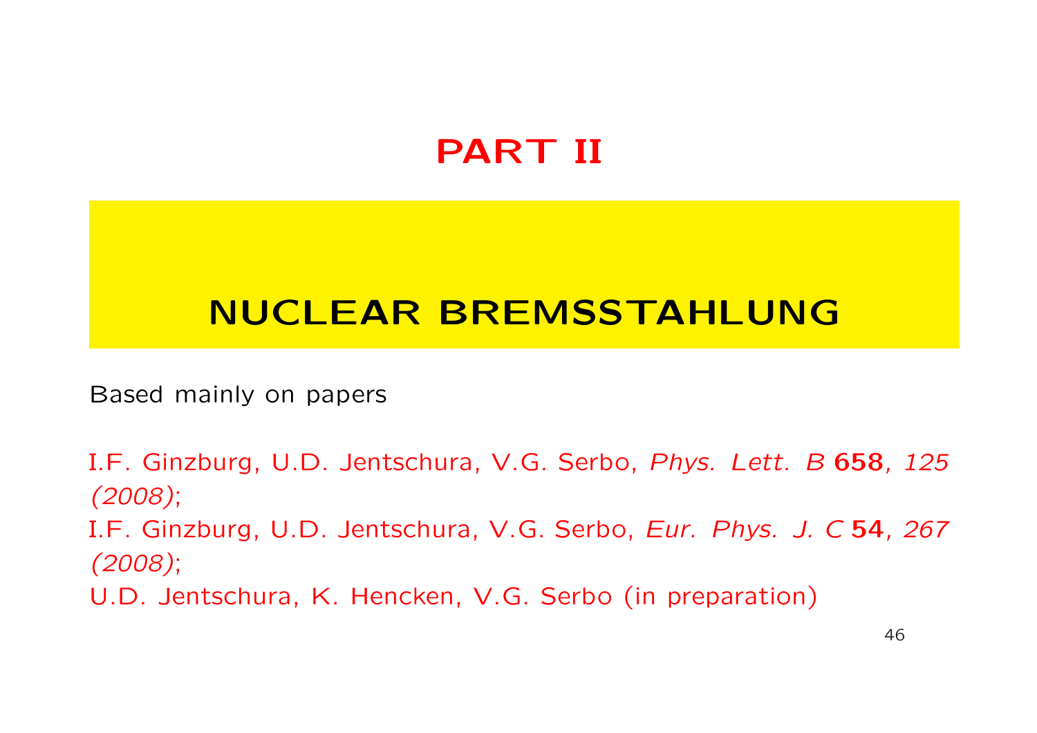# PART II

## NUCLEAR BREMSSTAHLUNG

Based mainly on papers

I.F. Ginzburg, U.D. Jentschura, V.G. Serbo, *Phys. Lett. B* **658**, *125 (2008)*;
I.F. Ginzburg, U.D. Jentschura, V.G. Serbo, *Eur. Phys. J. C* **54**, *267 (2008)*;
U.D. Jentschura, K. Hencken, V.G. Serbo (in preparation)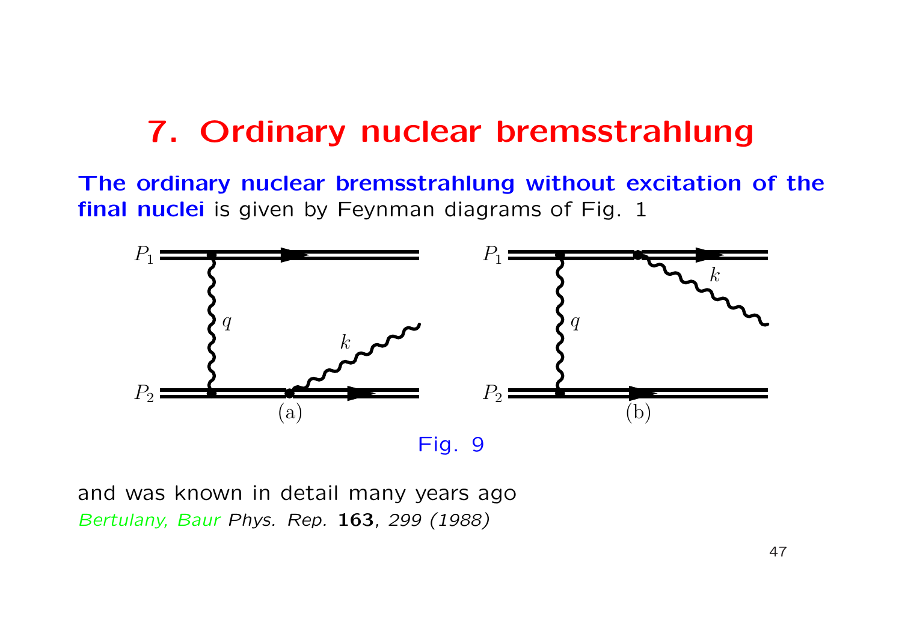# 7. Ordinary nuclear bremsstrahlung

**The ordinary nuclear bremsstrahlung without excitation of the final nuclei** is given by Feynman diagrams of Fig. 1

Fig. 9

and was known in detail many years ago
*Bertulany, Baur Phys. Rep.* **163**, *299 (1988)*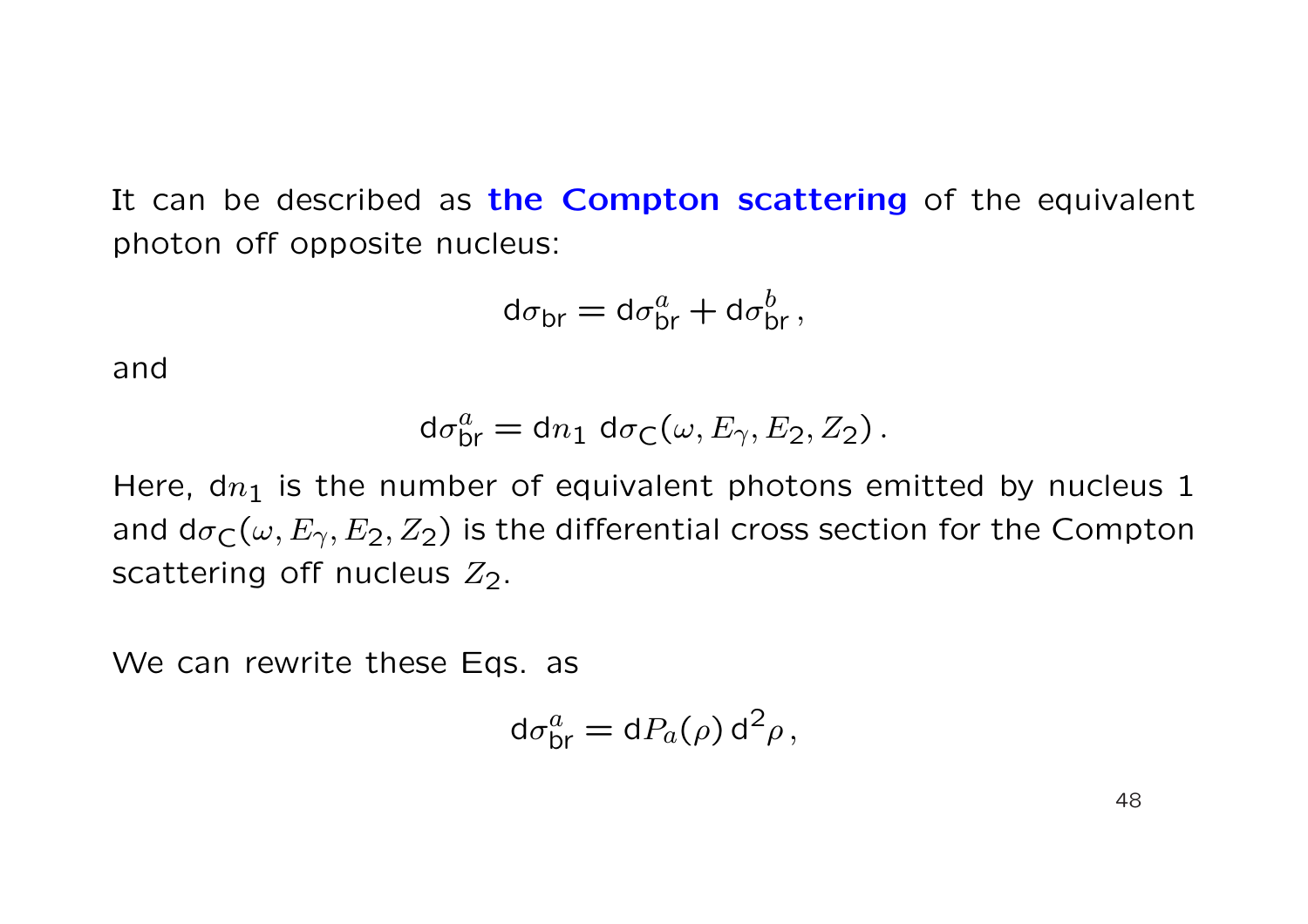It can be described as **the Compton scattering** of the equivalent photon off opposite nucleus:

$$\mathrm{d}\sigma_{\mathsf{br}} = \mathrm{d}\sigma_{\mathsf{br}}^{a} + \mathrm{d}\sigma_{\mathsf{br}}^{b}\,,$$

and

$$\mathrm{d}\sigma_{\mathsf{br}}^{a} = \mathrm{d}n_1\;\mathrm{d}\sigma_{\mathsf{C}}(\omega, E_\gamma, E_2, Z_2)\,.$$

Here, $\mathrm{d}n_1$ is the number of equivalent photons emitted by nucleus 1 and $\mathrm{d}\sigma_{\mathsf{C}}(\omega, E_\gamma, E_2, Z_2)$ is the differential cross section for the Compton scattering off nucleus $Z_2$.

We can rewrite these Eqs. as

$$\mathrm{d}\sigma_{\mathsf{br}}^{a} = \mathrm{d}P_a(\rho)\,\mathrm{d}^2\rho\,,$$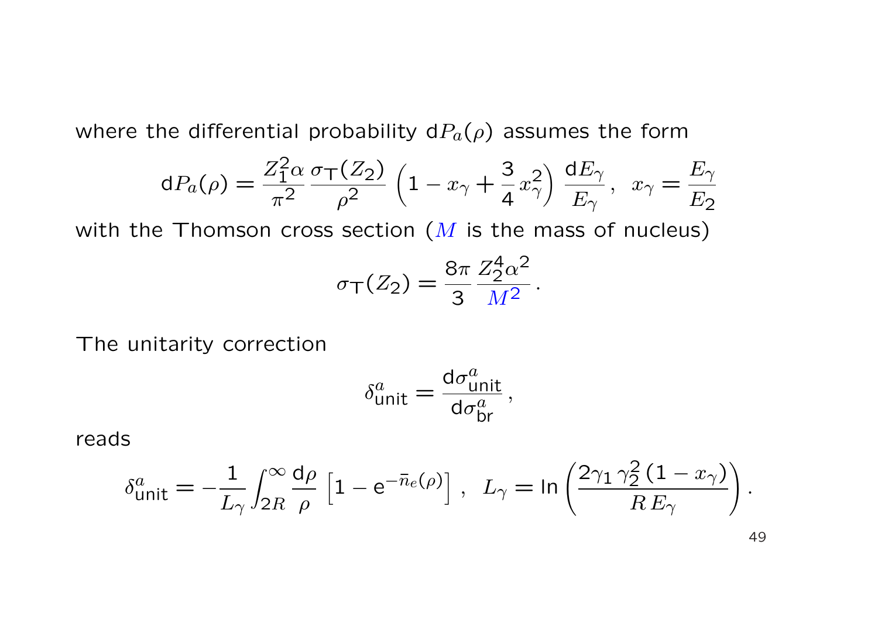where the differential probability $\mathrm{d}P_a(\rho)$ assumes the form

$$\mathrm{d}P_a(\rho) = \frac{Z_1^2\alpha}{\pi^2}\frac{\sigma_{\mathrm{T}}(Z_2)}{\rho^2}\left(1 - x_\gamma + \frac{3}{4}x_\gamma^2\right)\frac{\mathrm{d}E_\gamma}{E_\gamma}, \;\; x_\gamma = \frac{E_\gamma}{E_2}$$

with the Thomson cross section ($M$ is the mass of nucleus)

$$\sigma_{\mathrm{T}}(Z_2) = \frac{8\pi}{3}\frac{Z_2^4\alpha^2}{M^2}.$$

The unitarity correction

$$\delta^a_{\mathrm{unit}} = \frac{\mathrm{d}\sigma^a_{\mathrm{unit}}}{\mathrm{d}\sigma^a_{\mathrm{br}}},$$

reads

$$\delta^a_{\mathrm{unit}} = -\frac{1}{L_\gamma}\int_{2R}^{\infty}\frac{\mathrm{d}\rho}{\rho}\left[1 - \mathrm{e}^{-\bar{n}_e(\rho)}\right], \;\; L_\gamma = \ln\left(\frac{2\gamma_1\,\gamma_2^2\,(1-x_\gamma)}{R\,E_\gamma}\right).$$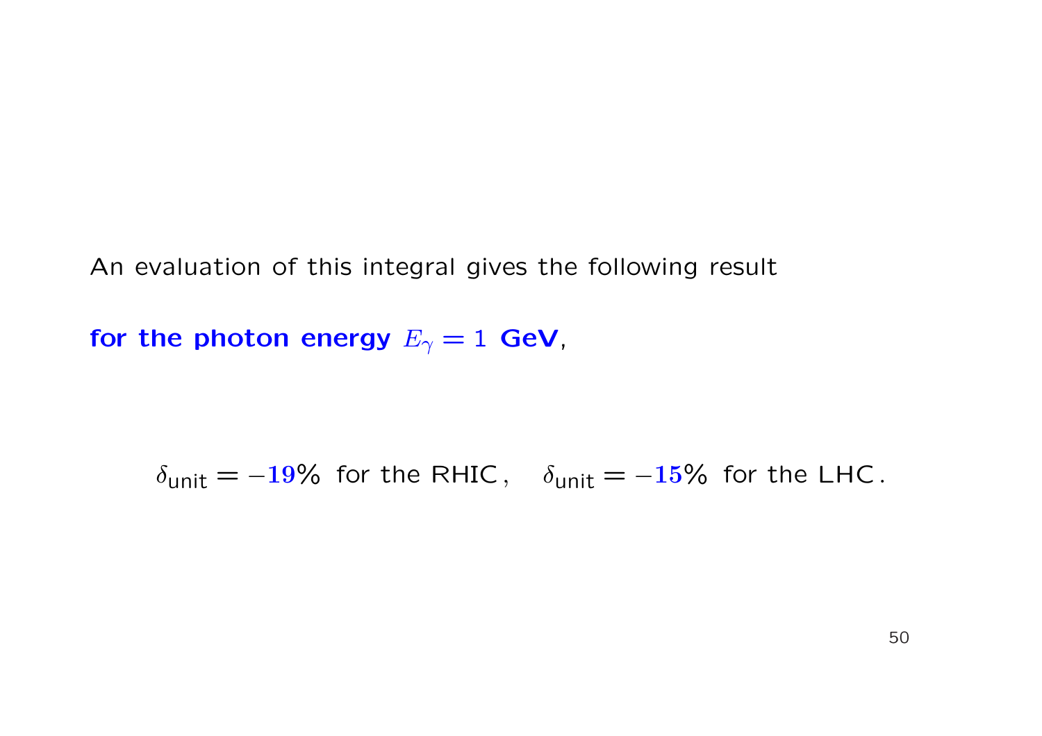An evaluation of this integral gives the following result

**for the photon energy $E_\gamma = 1$ GeV**,

$$\delta_{\text{unit}} = -19\% \text{ for the RHIC}, \quad \delta_{\text{unit}} = -15\% \text{ for the LHC}.$$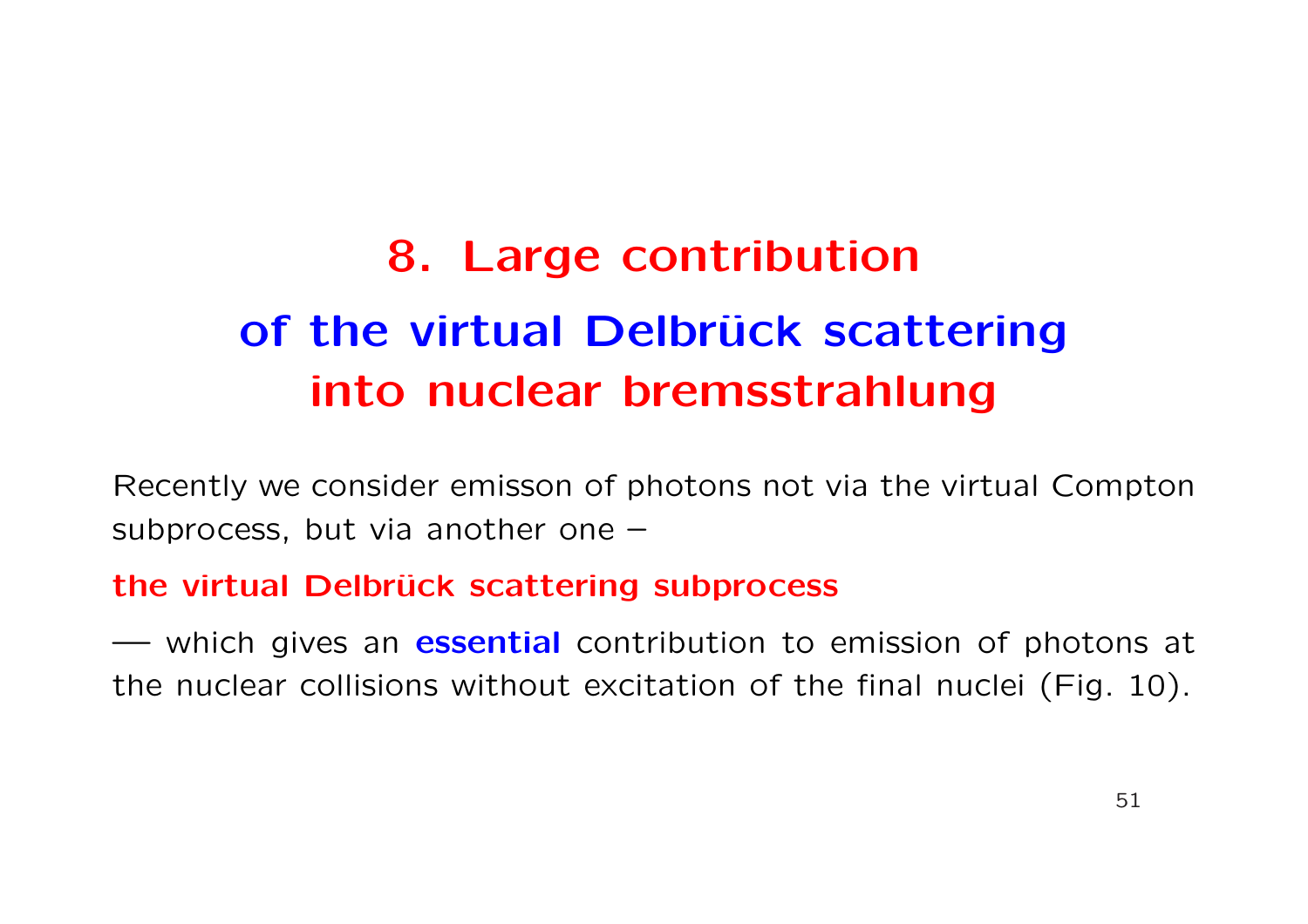# 8. Large contribution of the virtual Delbrück scattering into nuclear bremsstrahlung

Recently we consider emisson of photons not via the virtual Compton subprocess, but via another one –

**the virtual Delbrück scattering subprocess**

–– which gives an **essential** contribution to emission of photons at the nuclear collisions without excitation of the final nuclei (Fig. 10).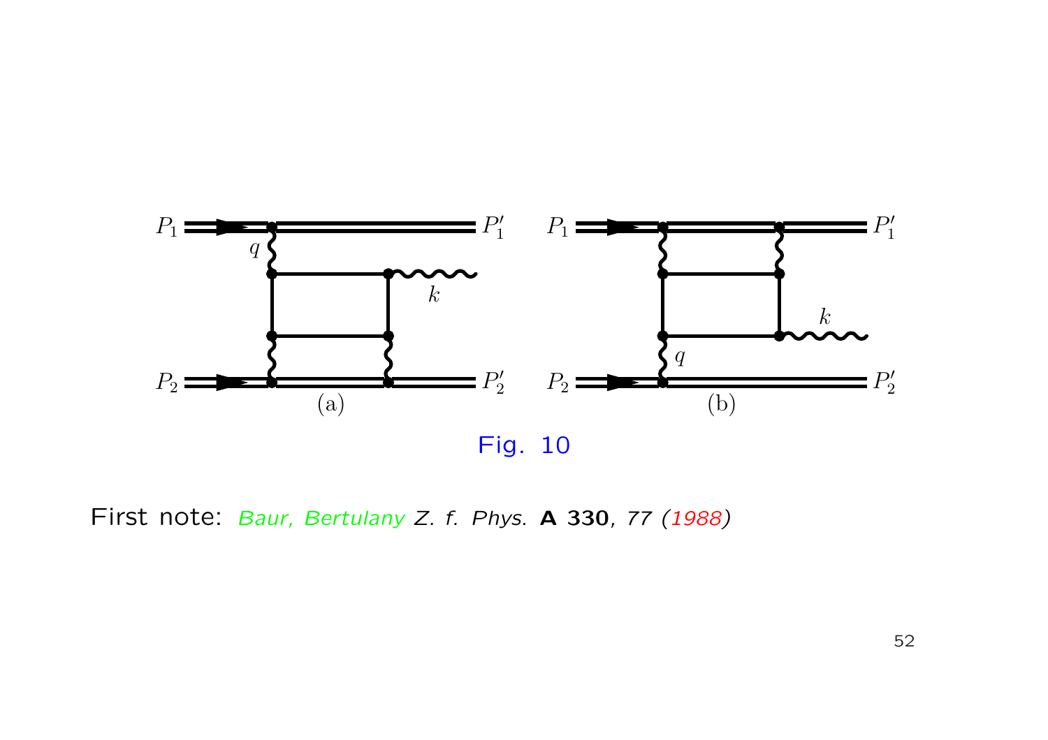Fig. 10

First note: *Baur, Bertulany Z. f. Phys.* **A 330**, *77 (1988)*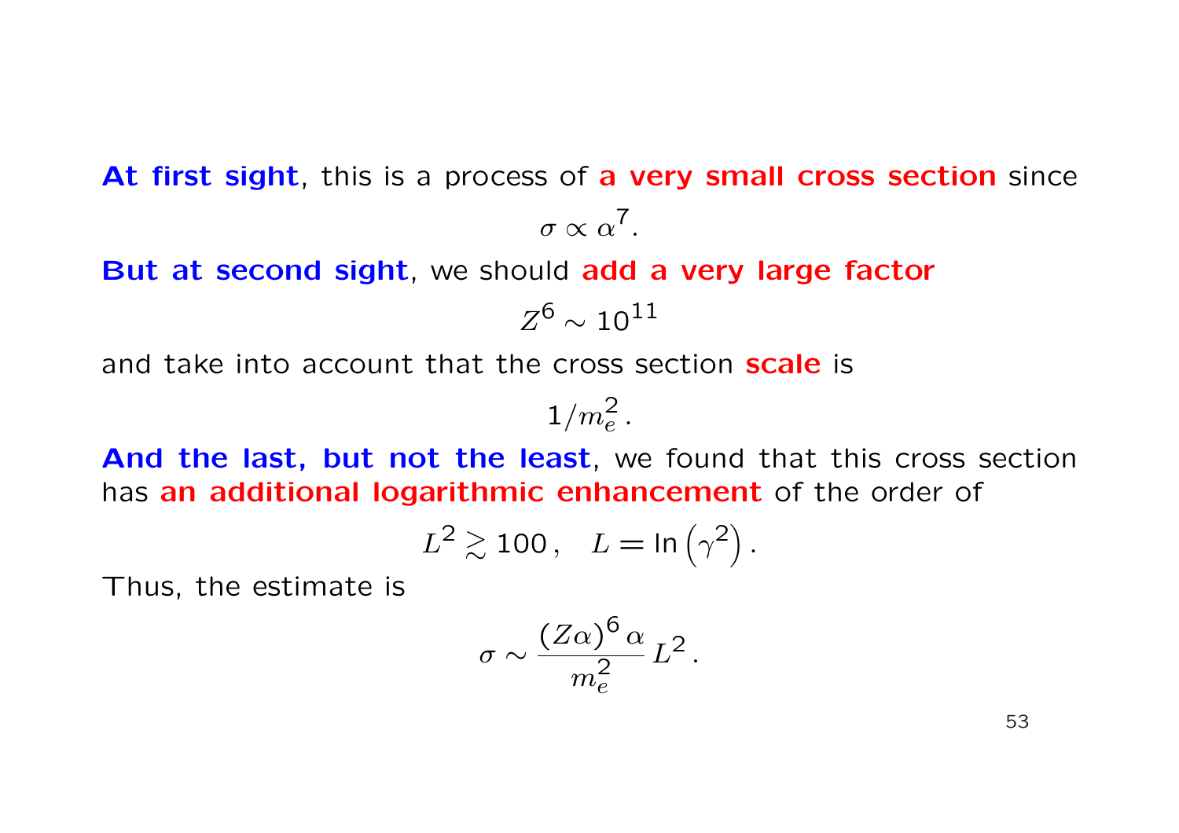**At first sight**, this is a process of **a very small cross section** since

$$\sigma \propto \alpha^7.$$

**But at second sight**, we should **add a very large factor**

$$Z^6 \sim 10^{11}$$

and take into account that the cross section **scale** is

$$1/m_e^2\,.$$

**And the last, but not the least**, we found that this cross section has **an additional logarithmic enhancement** of the order of

$$L^2 \gtrsim 100\,, \quad L = \ln\left(\gamma^2\right).$$

Thus, the estimate is

$$\sigma \sim \frac{(Z\alpha)^6\,\alpha}{m_e^2}\,L^2\,.$$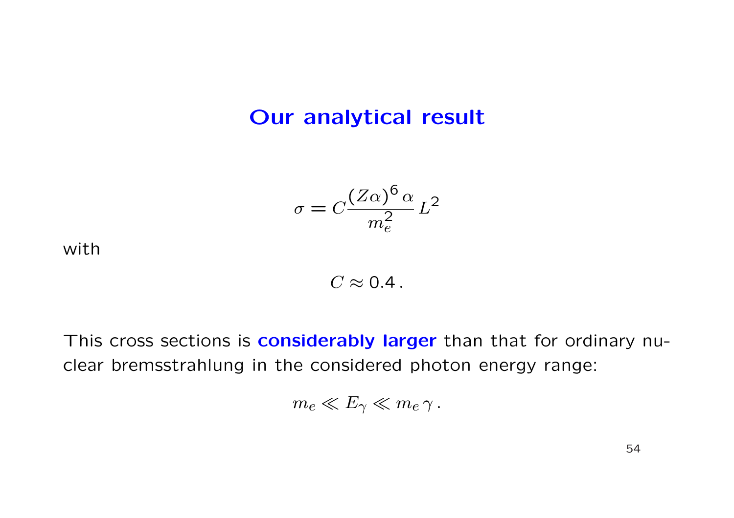# Our analytical result

$$\sigma = C \frac{(Z\alpha)^6 \, \alpha}{m_e^2} \, L^2$$

with

$$C \approx 0.4 \, .$$

This cross sections is **considerably larger** than that for ordinary nuclear bremsstrahlung in the considered photon energy range:

$$m_e \ll E_\gamma \ll m_e \, \gamma \, .$$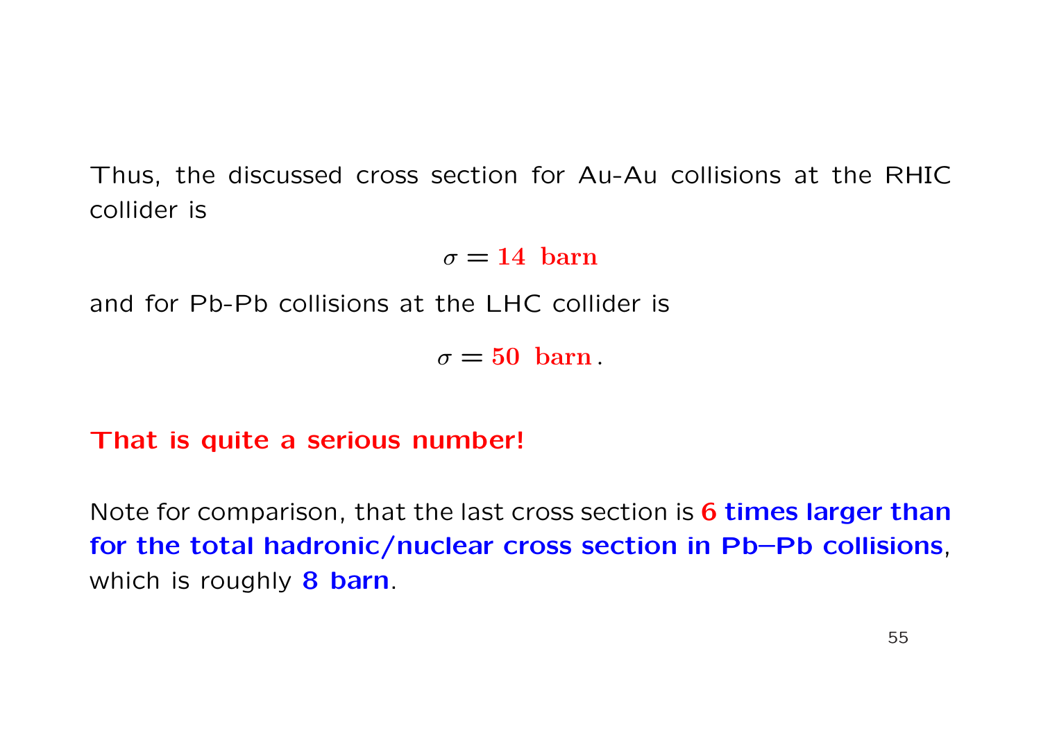Thus, the discussed cross section for Au-Au collisions at the RHIC collider is

$$\sigma = \mathbf{14\ \ barn}$$

and for Pb-Pb collisions at the LHC collider is

$$\sigma = \mathbf{50\ \ barn}\,.$$

**That is quite a serious number!**

Note for comparison, that the last cross section is **6 times larger than for the total hadronic/nuclear cross section in Pb–Pb collisions**, which is roughly **8 barn**.